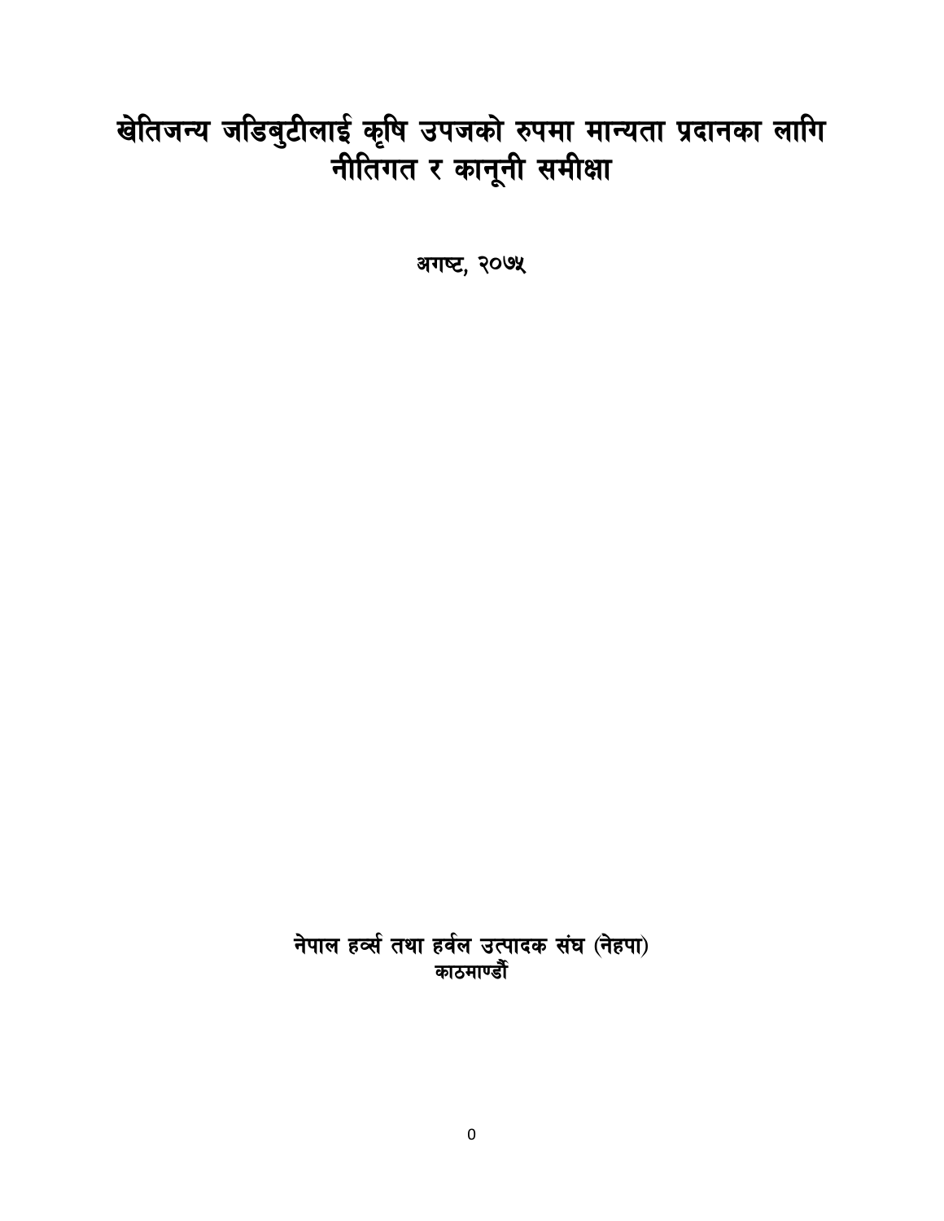# खेतिजन्य जडिबुटीलाई कृषि उपजको रुपमा मान्यता प्रदानका लागि नीतिगत र कानूनी समीक्षा

अगष्ट, २०७५

नेपाल हर्ब्स तथा हर्वल उत्पादक संघ (नेहपा)
काठमाण्डौं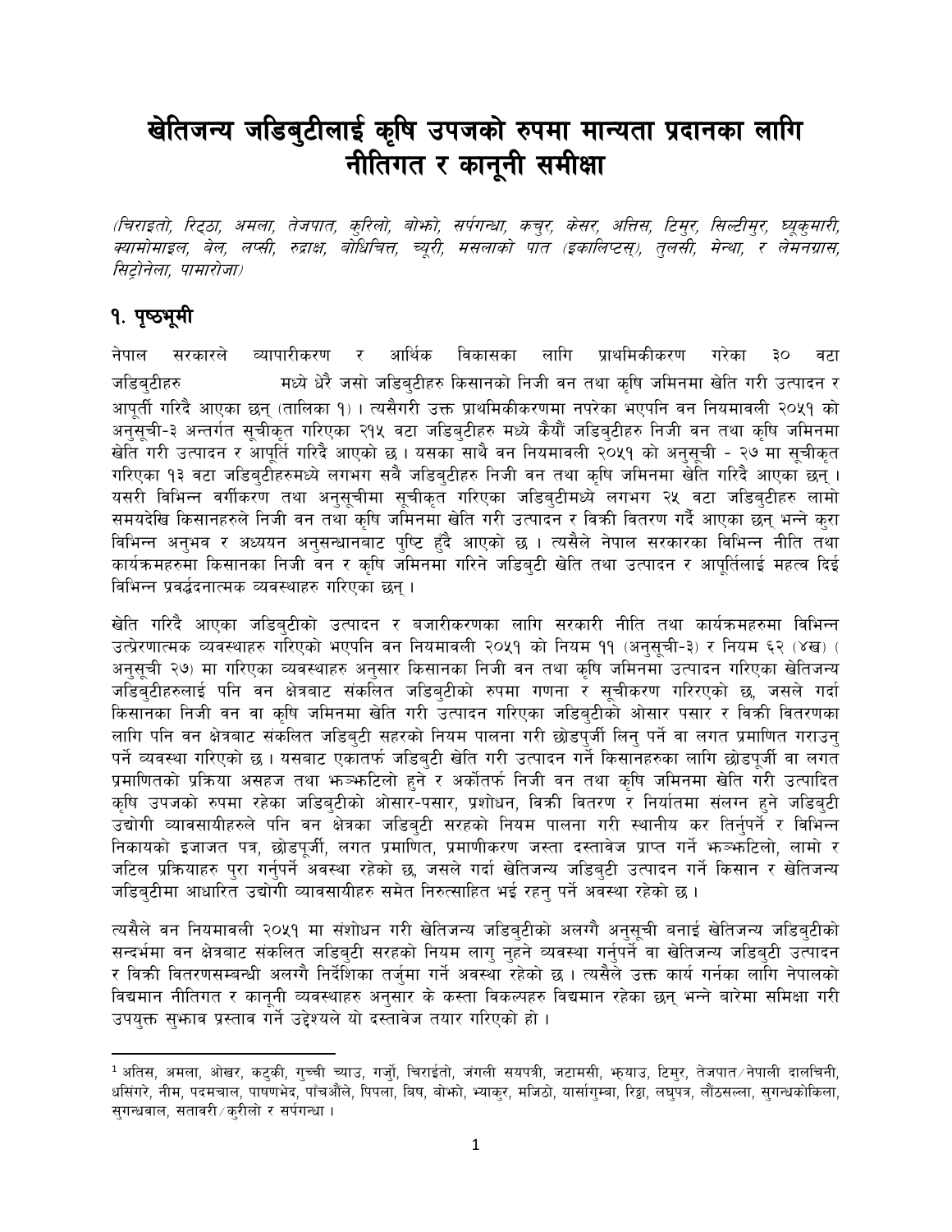# खेतिजन्य जडिबुटीलाई कृषि उपजको रुपमा मान्यता प्रदानका लागि नीतिगत र कानूनी समीक्षा

*(चिराइतो, रिट्ठा, अमला, तेजपात, कुरिलो, बोझो, सर्पगन्धा, कचुर, केसर, अत्तिस, टिमुर, सिल्टीमुर, घ्यूकुमारी, क्यामोमाइल, बेल, लप्सी, रुद्राक्ष, बोधिचित्त, च्यूरी, मसलाको पात (इकालिप्टस्), तुलसी, मेन्था, र लेमनग्रास, सिट्रोनेला, पामारोजा)*

## १. पृष्ठभूमी

नेपाल सरकारले व्यापारीकरण र आर्थिक विकासका लागि प्राथमिकीकरण गरेका ३० वटा जडिबुटीहरु[1] मध्ये धेरै जसो जडिबुटीहरु किसानको निजी वन तथा कृषि जमिनमा खेति गरी उत्पादन र आपूर्ती गरिदै आएका छन् (तालिका १) । त्यसैगरी उक्त प्राथमिकीकरणमा नपरेका भएपनि वन नियमावली २०५१ को अनुसूची-३ अन्तर्गत सूचीकृत गरिएका २१५ वटा जडिबुटीहरु मध्ये कैयौं जडिबुटीहरु निजी वन तथा कृषि जमिनमा खेति गरी उत्पादन र आपूर्ति गरिदै आएको छ । यसका साथै वन नियमावली २०५१ को अनुसूची - २७ मा सूचीकृत गरिएका १३ वटा जडिबुटीहरुमध्ये लगभग सबै जडिबुटीहरु निजी वन तथा कृषि जमिनमा खेति गरिदै आएका छन् । यसरी विभिन्न वर्गीकरण तथा अनुसूचीमा सूचीकृत गरिएका जडिबुटीमध्ये लगभग २५ वटा जडिबुटीहरु लामो समयदेखि किसानहरुले निजी वन तथा कृषि जमिनमा खेति गरी उत्पादन र विक्री वितरण गर्दै आएका छन् भन्ने कुरा विभिन्न अनुभव र अध्ययन अनुसन्धानबाट पुष्टि हुँदै आएको छ । त्यसैले नेपाल सरकारका विभिन्न नीति तथा कार्यक्रमहरुमा किसानका निजी वन र कृषि जमिनमा गरिने जडिबुटी खेति तथा उत्पादन र आपूर्तिलाई महत्व दिई विभिन्न प्रवर्द्धनात्मक व्यवस्थाहरु गरिएका छन् ।

खेति गरिदै आएका जडिबुटीको उत्पादन र बजारीकरणका लागि सरकारी नीति तथा कार्यक्रमहरुमा विभिन्न उत्प्रेरणात्मक व्यवस्थाहरु गरिएको भएपनि वन नियमावली २०५१ को नियम ११ (अनुसूची-३) र नियम ६२ (४ख) (अनुसूची २७) मा गरिएका व्यवस्थाहरु अनुसार किसानका निजी वन तथा कृषि जमिनमा उत्पादन गरिएका खेतिजन्य जडिबुटीहरुलाई पनि वन क्षेत्रबाट संकलित जडिबुटीको रुपमा गणना र सूचीकरण गरिरएको छ, जसले गर्दा किसानका निजी वन वा कृषि जमिनमा खेति गरी उत्पादन गरिएका जडिबुटीको ओसार पसार र विक्री वितरणका लागि पनि वन क्षेत्रबाट संकलित जडिबुटी सहरको नियम पालना गरी छोडपुर्जी लिनु पर्ने वा लगत प्रमाणित गराउनु पर्ने व्यवस्था गरिएको छ । यसबाट एकातर्फ जडिबुटी खेति गरी उत्पादन गर्ने किसानहरुका लागि छोडपुर्जी वा लगत प्रमाणितको प्रक्रिया असहज तथा झन्झटिलो हुने र अर्कोतर्फ निजी वन तथा कृषि जमिनमा खेति गरी उत्पादित कृषि उपजको रुपमा रहेका जडिबुटीको ओसार-पसार, प्रशोधन, विक्री वितरण र निर्यातमा संलग्न हुने जडिबुटी उद्योगी व्यावसायीहरुले पनि वन क्षेत्रका जडिबुटी सरहको नियम पालना गरी स्थानीय कर तिर्नुपर्ने र विभिन्न निकायको इजाजत पत्र, छोडपूर्जी, लगत प्रमाणित, प्रमाणीकरण जस्ता दस्तावेज प्राप्त गर्ने झन्झटिलो, लामो र जटिल प्रक्रियाहरु पुरा गर्नुपर्ने अवस्था रहेको छ, जसले गर्दा खेतिजन्य जडिबुटी उत्पादन गर्ने किसान र खेतिजन्य जडिबुटीमा आधारित उद्योगी व्यावसायीहरु समेत निरुत्साहित भई रहनु पर्ने अवस्था रहेको छ ।

त्यसैले वन नियमावली २०५१ मा संशोधन गरी खेतिजन्य जडिबुटीको अलग्गै अनुसूची बनाई खेतिजन्य जडिबुटीको सन्दर्भमा वन क्षेत्रबाट संकलित जडिबुटी सरहको नियम लागु नहुने व्यवस्था गर्नुपर्ने वा खेतिजन्य जडिबुटी उत्पादन र विक्री वितरणसम्बन्धी अलग्गै निर्देशिका तर्जुमा गर्ने अवस्था रहेको छ । त्यसैले उक्त कार्य गर्नका लागि नेपालको विद्यमान नीतिगत र कानूनी व्यवस्थाहरु अनुसार के कस्ता विकल्पहरु विद्यमान रहेका छन् भन्ने बारेमा समिक्षा गरी उपयुक्त सुझाव प्रस्ताव गर्ने उद्देश्यले यो दस्तावेज तयार गरिएको हो ।

---

[1] अतिस, अमला, ओखर, कटुकी, गुच्ची च्याउ, गर्जो, चिराईतो, जंगली सयपत्री, जटामसी, झ्याउ, टिमुर, तेजपात/नेपाली दालचिनी, धसिंगरे, नीम, पदमचाल, पाषणभेद, पाँचऔंले, पिपला, बिष, बोझो, भ्याकुर, मजिठो, यार्सागुम्बा, रिट्ठा, लघुपत्र, लौठसल्ला, सुगन्धकोकिला, सुगन्धवाल, सतावरी/कुरीलो र सर्पगन्धा ।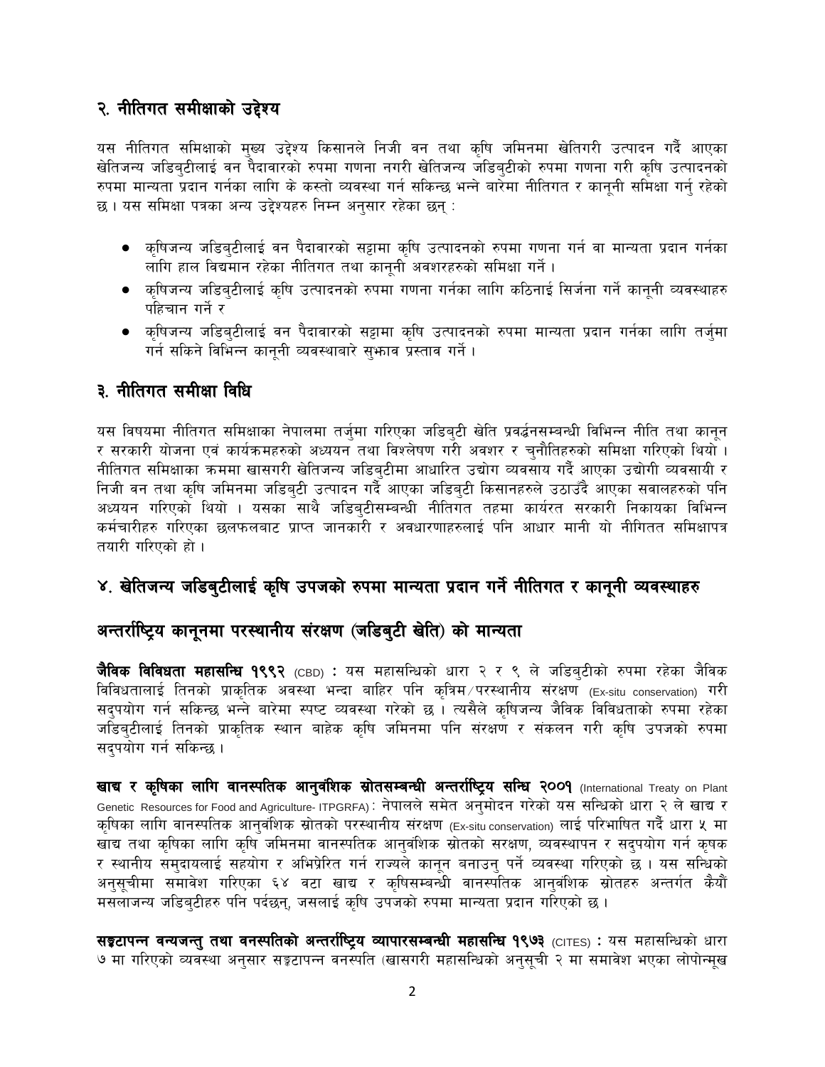## २. नीतिगत समीक्षाको उद्देश्य

यस नीतिगत समिक्षाको मुख्य उद्देश्य किसानले निजी वन तथा कृषि जमिनमा खेतिगरी उत्पादन गर्दै आएका खेतिजन्य जडिबुटीलाई वन पैदावारको रुपमा गणना नगरी खेतिजन्य जडिबुटीको रुपमा गणना गरी कृषि उत्पादनको रुपमा मान्यता प्रदान गर्नका लागि के कस्तो व्यवस्था गर्न सकिन्छ भन्ने बारेमा नीतिगत र कानूनी समिक्षा गर्नु रहेको छ । यस समिक्षा पत्रका अन्य उद्देश्यहरु निम्न अनुसार रहेका छन् :

- कृषिजन्य जडिबुटीलाई वन पैदावारको सट्टामा कृषि उत्पादनको रुपमा गणना गर्न वा मान्यता प्रदान गर्नका लागि हाल विद्यमान रहेका नीतिगत तथा कानूनी अवशरहरुको समिक्षा गर्ने ।
- कृषिजन्य जडिबुटीलाई कृषि उत्पादनको रुपमा गणना गर्नका लागि कठिनाई सिर्जना गर्ने कानूनी व्यवस्थाहरु पहिचान गर्ने र
- कृषिजन्य जडिबुटीलाई वन पैदावारको सट्टामा कृषि उत्पादनको रुपमा मान्यता प्रदान गर्नका लागि तर्जुमा गर्न सकिने विभिन्न कानूनी व्यवस्थाबारे सुझाव प्रस्ताव गर्ने ।

## ३. नीतिगत समीक्षा विधि

यस विषयमा नीतिगत समिक्षाका नेपालमा तर्जुमा गरिएका जडिबुटी खेति प्रवर्द्धनसम्बन्धी विभिन्न नीति तथा कानून र सरकारी योजना एवं कार्यक्रमहरुको अध्ययन तथा विश्लेषण गरी अवशर र चुनौतिहरुको समिक्षा गरिएको थियो । नीतिगत समिक्षाका क्रममा खासगरी खेतिजन्य जडिबुटीमा आधारित उद्योग व्यवसाय गर्दै आएका उद्योगी व्यवसायी र निजी वन तथा कृषि जमिनमा जडिबुटी उत्पादन गर्दै आएका जडिबुटी किसानहरुले उठाउँदै आएका सवालहरुको पनि अध्ययन गरिएको थियो । यसका साथै जडिबुटीसम्बन्धी नीतिगत तहमा कार्यरत सरकारी निकायका विभिन्न कर्मचारीहरु गरिएका छलफलबाट प्राप्त जानकारी र अवधारणाहरुलाई पनि आधार मानी यो नीगितत समिक्षापत्र तयारी गरिएको हो ।

## ४. खेतिजन्य जडिबुटीलाई कृषि उपजको रुपमा मान्यता प्रदान गर्ने नीतिगत र कानूनी व्यवस्थाहरु

### अन्तर्राष्ट्रिय कानूनमा परस्थानीय संरक्षण (जडिबुटी खेति) को मान्यता

**जैविक विविधता महासन्धि १९९२** (CBD) **:** यस महासन्धिको धारा २ र ९ ले जडिबुटीको रुपमा रहेका जैविक विविधतालाई तिनको प्राकृतिक अवस्था भन्दा बाहिर पनि कृत्रिम/परस्थानीय संरक्षण (Ex-situ conservation) गरी सदुपयोग गर्न सकिन्छ भन्ने बारेमा स्पष्ट व्यवस्था गरेको छ । त्यसैले कृषिजन्य जैविक विविधताको रुपमा रहेका जडिबुटीलाई तिनको प्राकृतिक स्थान बाहेक कृषि जमिनमा पनि संरक्षण र संकलन गरी कृषि उपजको रुपमा सदुपयोग गर्न सकिन्छ ।

**खाद्य र कृषिका लागि वानस्पतिक आनुवंशिक स्रोतसम्बन्धी अन्तर्राष्ट्रिय सन्धि २००१** (International Treaty on Plant Genetic Resources for Food and Agriculture- ITPGRFA) : नेपालले समेत अनुमोदन गरेको यस सन्धिको धारा २ ले खाद्य र कृषिका लागि वानस्पतिक आनुवंशिक स्रोतको परस्थानीय संरक्षण (Ex-situ conservation) लाई परिभाषित गर्दै धारा ५ मा खाद्य तथा कृषिका लागि कृषि जमिनमा वानस्पतिक आनुवंशिक स्रोतको सरक्षण, व्यवस्थापन र सदुपयोग गर्न कृषक र स्थानीय समुदायलाई सहयोग र अभिप्रेरित गर्न राज्यले कानून बनाउनु पर्ने व्यवस्था गरिएको छ । यस सन्धिको अनुसूचीमा समावेश गरिएका ६४ वटा खाद्य र कृषिसम्बन्धी वानस्पतिक आनुवंशिक स्रोतहरु अन्तर्गत कैयौं मसलाजन्य जडिबुटीहरु पनि पर्दछन्, जसलाई कृषि उपजको रुपमा मान्यता प्रदान गरिएको छ ।

**सङ्कटापन्न वन्यजन्तु तथा वनस्पतिको अन्तर्राष्ट्रिय व्यापारसम्बन्धी महासन्धि १९७३** (CITES) **:** यस महासन्धिको धारा ७ मा गरिएको व्यवस्था अनुसार सङ्कटापन्न वनस्पति (खासगरी महासन्धिको अनुसूची २ मा समावेश भएका लोपोन्मूख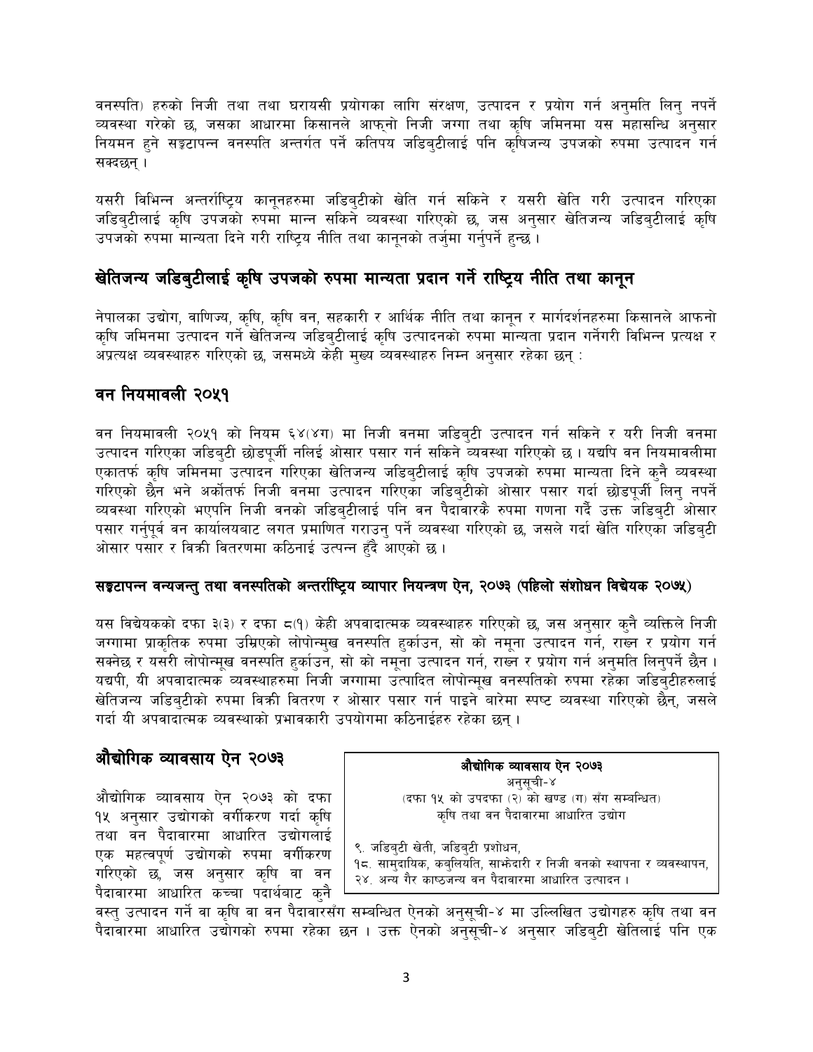वनस्पति) हरुको निजी तथा तथा घरायसी प्रयोगका लागि संरक्षण, उत्पादन र प्रयोग गर्न अनुमति लिनु नपर्ने व्यवस्था गरेको छ, जसका आधारमा किसानले आफ्नो निजी जग्गा तथा कृषि जमिनमा यस महासन्धि अनुसार नियमन हुने सङ्कटापन्न वनस्पति अन्तर्गत पर्ने कतिपय जडिबुटीलाई पनि कृषिजन्य उपजको रुपमा उत्पादन गर्न सक्दछन् ।

यसरी विभिन्न अन्तर्राष्ट्रिय कानूनहरुमा जडिबुटीको खेति गर्न सकिने र यसरी खेति गरी उत्पादन गरिएका जडिबुटीलाई कृषि उपजको रुपमा मान्न सकिने व्यवस्था गरिएको छ, जस अनुसार खेतिजन्य जडिबुटीलाई कृषि उपजको रुपमा मान्यता दिने गरी राष्ट्रिय नीति तथा कानूनको तर्जुमा गर्नुपर्ने हुन्छ ।

## खेतिजन्य जडिबुटीलाई कृषि उपजको रुपमा मान्यता प्रदान गर्ने राष्ट्रिय नीति तथा कानून

नेपालका उद्योग, वाणिज्य, कृषि, कृषि वन, सहकारी र आर्थिक नीति तथा कानून र मार्गदर्शनहरुमा किसानले आफनो कृषि जमिनमा उत्पादन गर्ने खेतिजन्य जडिबुटीलाई कृषि उत्पादनको रुपमा मान्यता प्रदान गर्नेगरी विभिन्न प्रत्यक्ष र अप्रत्यक्ष व्यवस्थाहरु गरिएको छ, जसमध्ये केही मुख्य व्यवस्थाहरु निम्न अनुसार रहेका छन् :

## वन नियमावली २०५१

वन नियमावली २०५१ को नियम ६४(४ग) मा निजी वनमा जडिबुटी उत्पादन गर्न सकिने र यरी निजी वनमा उत्पादन गरिएका जडिबुटी छोडपूर्जी नलिई ओसार पसार गर्न सकिने व्यवस्था गरिएको छ । यद्यपि वन नियमावलीमा एकातर्फ कृषि जमिनमा उत्पादन गरिएका खेतिजन्य जडिबुटीलाई कृषि उपजको रुपमा मान्यता दिने कुनै व्यवस्था गरिएको छैन भने अर्कोतर्फ निजी वनमा उत्पादन गरिएका जडिबुटीको ओसार पसार गर्दा छोडपूर्जी लिनु नपर्ने व्यवस्था गरिएको भएपनि निजी वनको जडिबुटीलाई पनि वन पैदावारकै रुपमा गणना गर्दै उक्त जडिबुटी ओसार पसार गर्नुपूर्व वन कार्यालयबाट लगत प्रमाणित गराउनु पर्ने व्यवस्था गरिएको छ, जसले गर्दा खेति गरिएका जडिबुटी ओसार पसार र बिक्री वितरणमा कठिनाई उत्पन्न हुँदै आएको छ ।

### सङ्कटापन्न वन्यजन्तु तथा वनस्पतिको अन्तर्राष्ट्रिय व्यापार नियन्त्रण ऐन, २०७३ (पहिलो संशोधन विधेयक २०७५)

यस विधेयकको दफा ३(३) र दफा ८(१) केही अपवादात्मक व्यवस्थाहरु गरिएको छ, जस अनुसार कुनै व्यक्तिले निजी जग्गामा प्राकृतिक रुपमा उम्रिएको लोपोन्मुख वनस्पति हुर्काउन, सो को नमूना उत्पादन गर्न, राख्न र प्रयोग गर्न सक्नेछ र यसरी लोपोन्मूख वनस्पति हुर्काउन, सो को नमूना उत्पादन गर्न, राख्न र प्रयोग गर्न अनुमति लिनुपर्ने छैन । यद्यपी, यी अपवादात्मक व्यवस्थाहरुमा निजी जग्गामा उत्पादित लोपोन्मूख वनस्पतिको रुपमा रहेका जडिबुटीहरुलाई खेतिजन्य जडिबुटीको रुपमा विक्री वितरण र ओसार पसार गर्न पाइने बारेमा स्पष्ट व्यवस्था गरिएको छैन्, जसले गर्दा यी अपवादात्मक व्यवस्थाको प्रभावकारी उपयोगमा कठिनाईहरु रहेका छन् ।

## औद्योगिक व्यावसाय ऐन २०७३

> **औद्योगिक व्यावसाय ऐन २०७३**
> अनुसूची-४
> (दफा १५ को उपदफा (२) को खण्ड (ग) सँग सम्बन्धित)
> कृषि तथा वन पैदावारमा आधारित उद्योग
>
> ९. जडिबुटी खेती, जडिबुटी प्रशोधन,
> १८. सामुदायिक, कबुलियति, साझेदारी र निजी वनको स्थापना र व्यवस्थापन,
> २४. अन्य गैर काष्ठजन्य वन पैदावारमा आधारित उत्पादन ।

औद्योगिक व्यावसाय ऐन २०७३ को दफा १५ अनुसार उद्योगको वर्गीकरण गर्दा कृषि तथा वन पैदावारमा आधारित उद्योगलाई एक महत्वपूर्ण उद्योगको रुपमा वर्गीकरण गरिएको छ, जस अनुसार कृषि वा वन पैदावारमा आधारित कच्चा पदार्थबाट कुनै वस्तु उत्पादन गर्ने वा कृषि वा वन पैदावारसँग सम्बन्धित ऐनको अनुसूची-४ मा उल्लिखित उद्योगहरु कृषि तथा वन पैदावारमा आधारित उद्योगको रुपमा रहेका छन । उक्त ऐनको अनुसूची-४ अनुसार जडिबुटी खेतिलाई पनि एक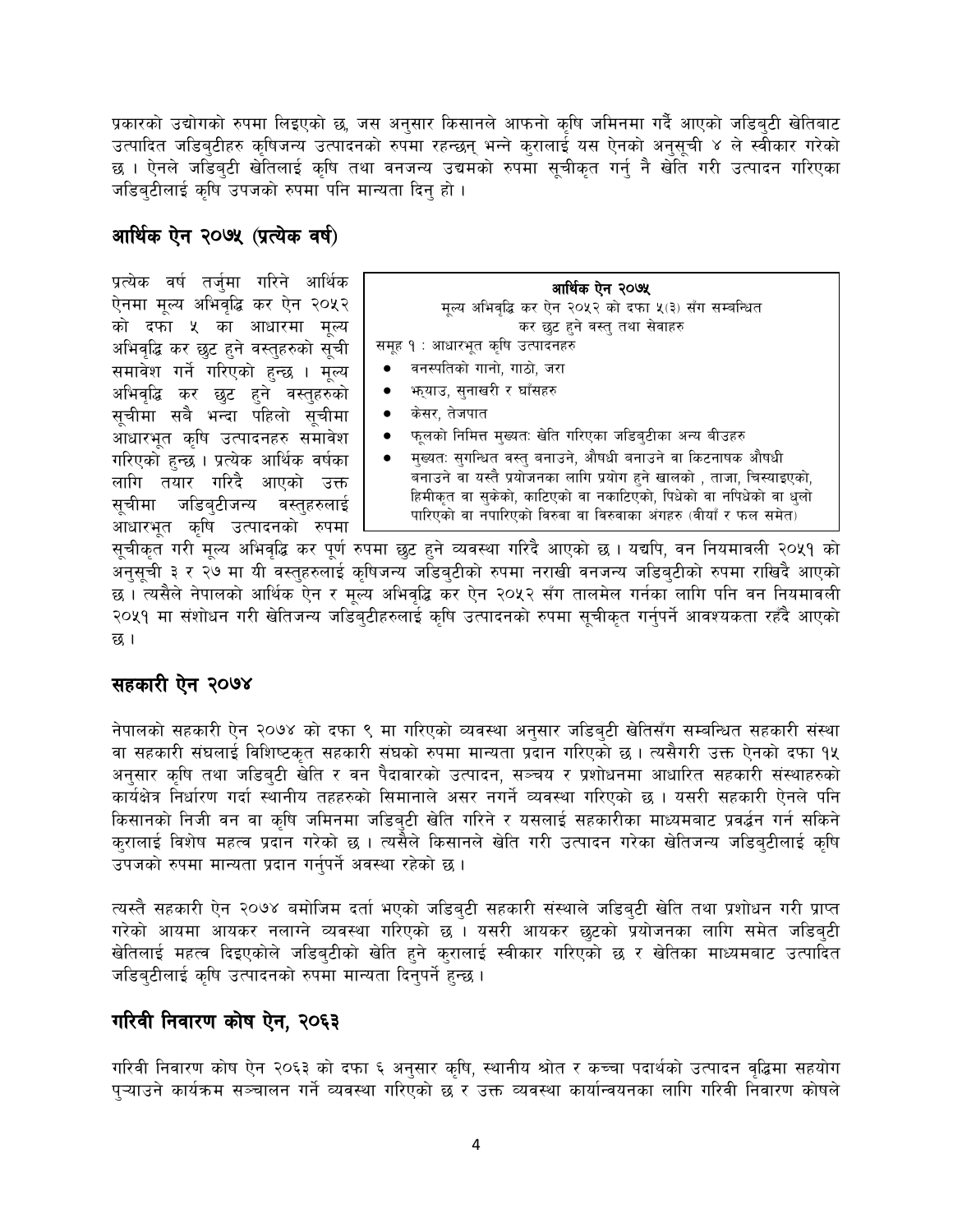प्रकारको उद्योगको रुपमा लिइएको छ, जस अनुसार किसानले आफनो कृषि जमिनमा गर्दै आएको जडिबुटी खेतिबाट उत्पादित जडिबुटीहरु कृषिजन्य उत्पादनको रुपमा रहन्छन् भन्ने कुरालाई यस ऐनको अनुसूची ४ ले स्वीकार गरेको छ । ऐनले जडिबुटी खेतिलाई कृषि तथा वनजन्य उद्यमको रुपमा सूचीकृत गर्नु नै खेति गरी उत्पादन गरिएका जडिबुटीलाई कृषि उपजको रुपमा पनि मान्यता दिनु हो ।

## आर्थिक ऐन २०७५ (प्रत्येक वर्ष)

> **आर्थिक ऐन २०७५**
> मूल्य अभिवृद्धि कर ऐन २०५२ को दफा ५(३) सँग सम्बन्धित कर छुट हुने वस्तु तथा सेवाहरु
>
> समूह १ : आधारभूत कृषि उत्पादनहरु
> - वनस्पतिको गानो, गाठो, जरा
> - झ्याउ, सुनाखरी र घाँसहरु
> - केसर, तेजपात
> - फूलको निमित्त मुख्यतः खेति गरिएका जडिबुटीका अन्य बीउहरु
> - मुख्यतः सुगन्धित वस्तु बनाउने, औषधी बनाउने वा किटनाषक औषधी बनाउने वा यस्तै प्रयोजनका लागि प्रयोग हुने खालको , ताजा, चिस्याइएको, हिमीकृत वा सुकेको, काटिएको वा नकाटिएको, पिधेको वा नपिधेको वा धुलो पारिएको वा नपारिएको बिरुवा वा बिरुवाका अंगहरु (बीयाँ र फल समेत)

प्रत्येक वर्ष तर्जुमा गरिने आर्थिक ऐनमा मूल्य अभिवृद्धि कर ऐन २०५२ को दफा ५ का आधारमा मूल्य अभिवृद्धि कर छुट हुने वस्तुहरुको सूची समावेश गर्ने गरिएको हुन्छ । मूल्य अभिवृद्धि कर छुट हुने वस्तुहरुको सूचीमा सबै भन्दा पहिलो सूचीमा आधारभूत कृषि उत्पादनहरु समावेश गरिएको हुन्छ । प्रत्येक आर्थिक वर्षका लागि तयार गरिदै आएको उक्त सूचीमा जडिबुटीजन्य वस्तुहरुलाई आधारभूत कृषि उत्पादनको रुपमा सूचीकृत गरी मूल्य अभिवृद्धि कर पूर्ण रुपमा छुट हुने व्यवस्था गरिदै आएको छ । यद्यपि, वन नियमावली २०५१ को अनुसूची ३ र २७ मा यी वस्तुहरुलाई कृषिजन्य जडिबुटीको रुपमा नराखी वनजन्य जडिबुटीको रुपमा राखिदै आएको छ । त्यसैले नेपालको आर्थिक ऐन र मूल्य अभिवृद्धि कर ऐन २०५२ संग तालमेल गर्नका लागि पनि वन नियमावली २०५१ मा संशोधन गरी खेतिजन्य जडिबुटीहरुलाई कृषि उत्पादनको रुपमा सूचीकृत गर्नुपर्ने आवश्यकता रहँदै आएको छ ।

## सहकारी ऐन २०७४

नेपालको सहकारी ऐन २०७४ को दफा ९ मा गरिएको व्यवस्था अनुसार जडिबुटी खेतिसँग सम्बन्धित सहकारी संस्था वा सहकारी संघलाई विशिष्टकृत सहकारी संघको रुपमा मान्यता प्रदान गरिएको छ । त्यसैगरी उक्त ऐनको दफा १५ अनुसार कृषि तथा जडिबुटी खेति र वन पैदावारको उत्पादन, सञ्चय र प्रशोधनमा आधारित सहकारी संस्थाहरुको कार्यक्षेत्र निर्धारण गर्दा स्थानीय तहहरुको सिमानाले असर नगर्ने व्यवस्था गरिएको छ । यसरी सहकारी ऐनले पनि किसानको निजी वन वा कृषि जमिनमा जडिबुटी खेति गरिने र यसलाई सहकारीका माध्यमबाट प्रवर्द्धन गर्न सकिने कुरालाई विशेष महत्व प्रदान गरेको छ । त्यसैले किसानले खेति गरी उत्पादन गरेका खेतिजन्य जडिबुटीलाई कृषि उपजको रुपमा मान्यता प्रदान गर्नुपर्ने अवस्था रहेको छ ।

त्यस्तै सहकारी ऐन २०७४ बमोजिम दर्ता भएको जडिबुटी सहकारी संस्थाले जडिबुटी खेति तथा प्रशोधन गरी प्राप्त गरेको आयमा आयकर नलाग्ने व्यवस्था गरिएको छ । यसरी आयकर छुटको प्रयोजनका लागि समेत जडिबुटी खेतिलाई महत्व दिइएकोले जडिबुटीको खेति हुने कुरालाई स्वीकार गरिएको छ र खेतिका माध्यमबाट उत्पादित जडिबुटीलाई कृषि उत्पादनको रुपमा मान्यता दिनुपर्ने हुन्छ ।

## गरिवी निवारण कोष ऐन, २०६३

गरिवी निवारण कोष ऐन २०६३ को दफा ६ अनुसार कृषि, स्थानीय श्रोत र कच्चा पदार्थको उत्पादन वृद्धिमा सहयोग पुऱ्याउने कार्यक्रम सञ्चालन गर्ने व्यवस्था गरिएको छ र उक्त व्यवस्था कार्यान्वयनका लागि गरिवी निवारण कोषले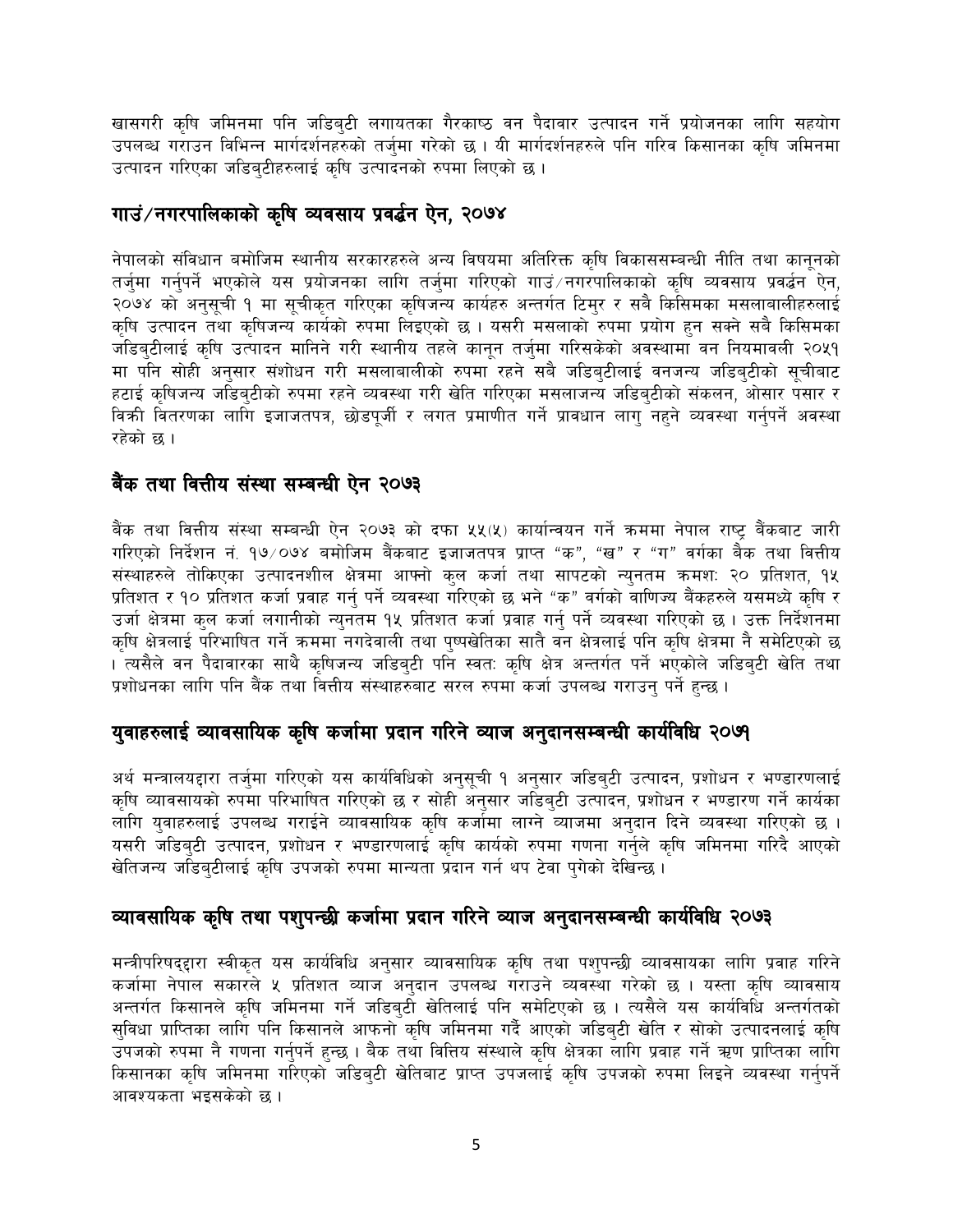खासगरी कृषि जमिनमा पनि जडिबुटी लगायतका गैरकाष्ठ वन पैदावार उत्पादन गर्ने प्रयोजनका लागि सहयोग उपलब्ध गराउन विभिन्न मार्गदर्शनहरुको तर्जुमा गरेको छ । यी मार्गदर्शनहरुले पनि गरिब किसानका कृषि जमिनमा उत्पादन गरिएका जडिबुटीहरुलाई कृषि उत्पादनको रुपमा लिएको छ ।

## गाउं/नगरपालिकाको कृषि व्यवसाय प्रवर्द्धन ऐन, २०७४

नेपालको संविधान बमोजिम स्थानीय सरकारहरुले अन्य विषयमा अतिरिक्त कृषि विकाससम्बन्धी नीति तथा कानूनको तर्जुमा गर्नुपर्ने भएकोले यस प्रयोजनका लागि तर्जुमा गरिएको गाउं/नगरपालिकाको कृषि व्यवसाय प्रवर्द्धन ऐन, २०७४ को अनुसूची १ मा सूचीकृत गरिएका कृषिजन्य कार्यहरु अन्तर्गत टिमुर र सबै किसिमका मसलाबालीहरुलाई कृषि उत्पादन तथा कृषिजन्य कार्यको रुपमा लिइएको छ । यसरी मसलाको रुपमा प्रयोग हुन सक्ने सबै किसिमका जडिबुटीलाई कृषि उत्पादन मानिने गरी स्थानीय तहले कानून तर्जुमा गरिसकेको अवस्थामा वन नियमावली २०५१ मा पनि सोही अनुसार संशोधन गरी मसलाबालीको रुपमा रहने सबै जडिबुटीलाई वनजन्य जडिबुटीको सूचीबाट हटाई कृषिजन्य जडिबुटीको रुपमा रहने व्यवस्था गरी खेति गरिएका मसलाजन्य जडिबुटीको संकलन, ओसार पसार र बिक्री वितरणका लागि इजाजतपत्र, छोडपूर्जी र लगत प्रमाणीत गर्ने प्रावधान लागु नहुने व्यवस्था गर्नुपर्ने अवस्था रहेको छ ।

## बैंक तथा वित्तीय संस्था सम्बन्धी ऐन २०७३

बैंक तथा वित्तीय संस्था सम्बन्धी ऐन २०७३ को दफा ५५(५) कार्यान्वयन गर्ने क्रममा नेपाल राष्ट्र बैंकबाट जारी गरिएको निर्देशन नं. १७/०७४ बमोजिम बैंकबाट इजाजतपत्र प्राप्त "क", "ख" र "ग" वर्गका बैंक तथा वित्तीय संस्थाहरुले तोकिएका उत्पादनशील क्षेत्रमा आफ्नो कुल कर्जा तथा सापटको न्युनतम क्रमशः २० प्रतिशत, १५ प्रतिशत र १० प्रतिशत कर्जा प्रवाह गर्नु पर्ने व्यवस्था गरिएको छ भने "क" वर्गको वाणिज्य बैंकहरुले यसमध्ये कृषि र उर्जा क्षेत्रमा कुल कर्जा लगानीको न्युनतम १५ प्रतिशत कर्जा प्रवाह गर्नु पर्ने व्यवस्था गरिएको छ । उक्त निर्देशनमा कृषि क्षेत्रलाई परिभाषित गर्ने क्रममा नगदेबाली तथा पुष्पखेतिका साथै वन क्षेत्रलाई पनि कृषि क्षेत्रमा नै समेटिएको छ । त्यसैले वन पैदावारका साथै कृषिजन्य जडिबुटी पनि स्वतः कृषि क्षेत्र अन्तर्गत पर्ने भएकोले जडिबुटी खेति तथा प्रशोधनका लागि पनि बैंक तथा वित्तीय संस्थाहरुबाट सरल रुपमा कर्जा उपलब्ध गराउनु पर्ने हुन्छ ।

## युवाहरुलाई व्यावसायिक कृषि कर्जामा प्रदान गरिने व्याज अनुदानसम्बन्धी कार्यविधि २०७१

अर्थ मन्त्रालयद्वारा तर्जुमा गरिएको यस कार्यविधिको अनुसूची १ अनुसार जडिबुटी उत्पादन, प्रशोधन र भण्डारणलाई कृषि व्यावसायको रुपमा परिभाषित गरिएको छ र सोही अनुसार जडिबुटी उत्पादन, प्रशोधन र भण्डारण गर्ने कार्यका लागि युवाहरुलाई उपलब्ध गराईने व्यावसायिक कृषि कर्जामा लाग्ने व्याजमा अनुदान दिने व्यवस्था गरिएको छ । यसरी जडिबुटी उत्पादन, प्रशोधन र भण्डारणलाई कृषि कार्यको रुपमा गणना गर्नुले कृषि जमिनमा गरिदै आएको खेतिजन्य जडिबुटीलाई कृषि उपजको रुपमा मान्यता प्रदान गर्न थप टेवा पुगेको देखिन्छ ।

## व्यावसायिक कृषि तथा पशुपन्छी कर्जामा प्रदान गरिने व्याज अनुदानसम्बन्धी कार्यविधि २०७३

मन्त्रीपरिषद्द्वारा स्वीकृत यस कार्यविधि अनुसार व्यावसायिक कृषि तथा पशुपन्छी व्यावसायका लागि प्रवाह गरिने कर्जामा नेपाल सकारले ५ प्रतिशत व्याज अनुदान उपलब्ध गराउने व्यवस्था गरेको छ । यस्ता कृषि व्यावसाय अन्तर्गत किसानले कृषि जमिनमा गर्ने जडिबुटी खेतिलाई पनि समेटिएको छ । त्यसैले यस कार्यविधि अन्तर्गतको सुविधा प्राप्तिका लागि पनि किसानले आफनो कृषि जमिनमा गर्दै आएको जडिबुटी खेति र सोको उत्पादनलाई कृषि उपजको रुपमा नै गणना गर्नुपर्ने हुन्छ । बैक तथा वित्तिय संस्थाले कृषि क्षेत्रका लागि प्रवाह गर्ने ऋण प्राप्तिका लागि किसानका कृषि जमिनमा गरिएको जडिबुटी खेतिबाट प्राप्त उपजलाई कृषि उपजको रुपमा लिइने व्यवस्था गर्नुपर्ने आवश्यकता भइसकेको छ ।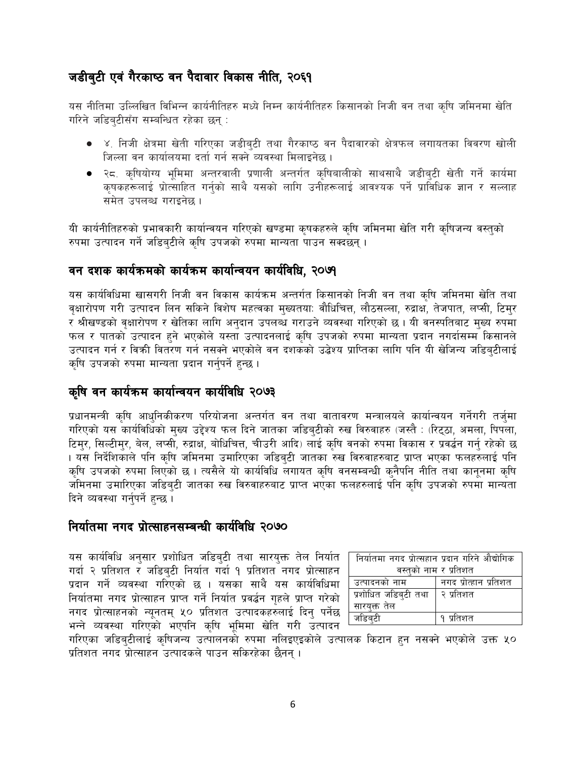## जडीबुटी एवं गैरकाष्ठ वन पैदावार विकास नीति, २०६१

यस नीतिमा उल्लिखित विभिन्न कार्यनीतिहरु मध्ये निम्न कार्यनीतिहरु किसानको निजी वन तथा कृषि जमिनमा खेति गरिने जडिबुटीसँग सम्बन्धित रहेका छन् :

- ४. निजी क्षेत्रमा खेती गरिएका जडीबुटी तथा गैरकाष्ठ वन पैदावारको क्षेत्रफल लगायतका विवरण खोली जिल्ला वन कार्यालयमा दर्ता गर्न सक्ने व्यवस्था मिलाइनेछ ।
- २८. कृषियोग्य भूमिमा अन्तरवाली प्रणाली अन्तर्गत कृषिबालीको साथसाथै जडीबुटी खेती गर्ने कार्यमा कृषकहरूलाई प्रोत्साहित गर्नुको साथै यसको लागि उनीहरूलाई आवश्यक पर्ने प्राविधिक ज्ञान र सल्लाह समेत उपलब्ध गराइनेछ ।

यी कार्यनीतिहरुको प्रभावकारी कार्यान्वयन गरिएको खण्डमा कृषकहरुले कृषि जमिनमा खेति गरी कृषिजन्य वस्तुको रुपमा उत्पादन गर्ने जडिबुटीले कृषि उपजको रुपमा मान्यता पाउन सक्दछन् ।

## वन दशक कार्यक्रमको कार्यक्रम कार्यान्वयन कार्यविधि, २०७१

यस कार्यविधिमा खासगरी निजी वन विकास कार्यक्रम अन्तर्गत किसानको निजी वन तथा कृषि जमिनमा खेति तथा वृक्षारोपण गरी उत्पादन लिन सकिने विशेष महत्वका मुख्यतयाः बौधिचित्त, लौठसल्ला, रुद्राक्ष, तेजपात, लप्सी, टिमुर र श्रीखण्डको वृक्षारोपण र खेतिका लागि अनुदान उपलब्ध गराउने व्यवस्था गरिएको छ । यी वनस्पतिबाट मुख्य रुपमा फल र पातको उत्पादन हुने भएकोले यस्ता उत्पादनलाई कृषि उपजको रुपमा मान्यता प्रदान नगर्दासम्म किसानले उत्पादन गर्न र विक्री वितरण गर्न नसक्ने भएकोले वन दशकको उद्धेश्य प्राप्तिका लागि पनि यी खेजिन्य जडिबुटीलाई कृषि उपजको रुपमा मान्यता प्रदान गर्नुपर्ने हुन्छ ।

## कृषि वन कार्यक्रम कार्यान्वयन कार्यविधि २०७३

प्रधानमन्त्री कृषि आधुनिकीकरण परियोजना अन्तर्गत वन तथा वातावरण मन्त्रालयले कार्यान्वयन गर्नेगरी तर्जुमा गरिएको यस कार्यविधिको मुख्य उद्देश्य फल दिने जातका जडिबुटीको रुख विरुवाहरु (जस्तै : (रिट्ठा, अमला, पिपला, टिमुर, सिल्टीमुर, बेल, लप्सी, रुद्राक्ष, बोधिचित्त, चीउरी आदि) लाई कृषि वनको रुपमा विकास र प्रवर्द्धन गर्नु रहेको छ । यस निर्देशिकाले पनि कृषि जमिनमा उमारिएका जडिबुटी जातका रुख विरुवाहरुबाट प्राप्त भएका फलहरुलाई पनि कृषि उपजको रुपमा लिएको छ । त्यसैले यो कार्यविधि लगायत कृषि वनसम्बन्धी कुनैपनि नीति तथा कानूनमा कृषि जमिनमा उमारिएका जडिबुटी जातका रुख विरुवाहरुबाट प्राप्त भएका फलहरुलाई पनि कृषि उपजको रुपमा मान्यता दिने व्यवस्था गर्नुपर्ने हुन्छ ।

## निर्यातमा नगद प्रोत्साहनसम्बन्धी कार्यविधि २०७०

यस कार्यविधि अनुसार प्रशोधित जडिबुटी तथा सारयुक्त तेल निर्यात गर्दा २ प्रतिशत र जडिबुटी निर्यात गर्दा १ प्रतिशत नगद प्रोत्साहन प्रदान गर्ने व्यवस्था गरिएको छ । यसका साथै यस कार्यविधिमा निर्यातमा नगद प्रोत्साहन प्राप्त गर्ने निर्यात प्रवर्द्धन गृहले प्राप्त गरेको नगद प्रोत्साहनको न्यूनतम् ५० प्रतिशत उत्पादकहरुलाई दिनु पर्नेछ भन्ने व्यवस्था गरिएको भएपनि कृषि भूमिमा खेति गरी उत्पादन गरिएका जडिबुटीलाई कृषिजन्य उत्पालनको रुपमा नलिइएइकोले उत्पालक किटान हुन नसक्ने भएकोले उक्त ५० प्रतिशत नगद प्रोत्साहन उत्पादकले पाउन सकिरहेका छैनन् ।

| निर्यातमा नगद प्रोत्सहान प्रदान गरिने औद्योगिक वस्तुको नाम र प्रतिशत | |
|---|---|
| उत्पादनको नाम | नगद प्रोत्हान प्रतिशत |
| प्रशोधित जडिबुटी तथा सारयुक्त तेल | २ प्रतिशत |
| जडिबुटी | १ प्रतिशत |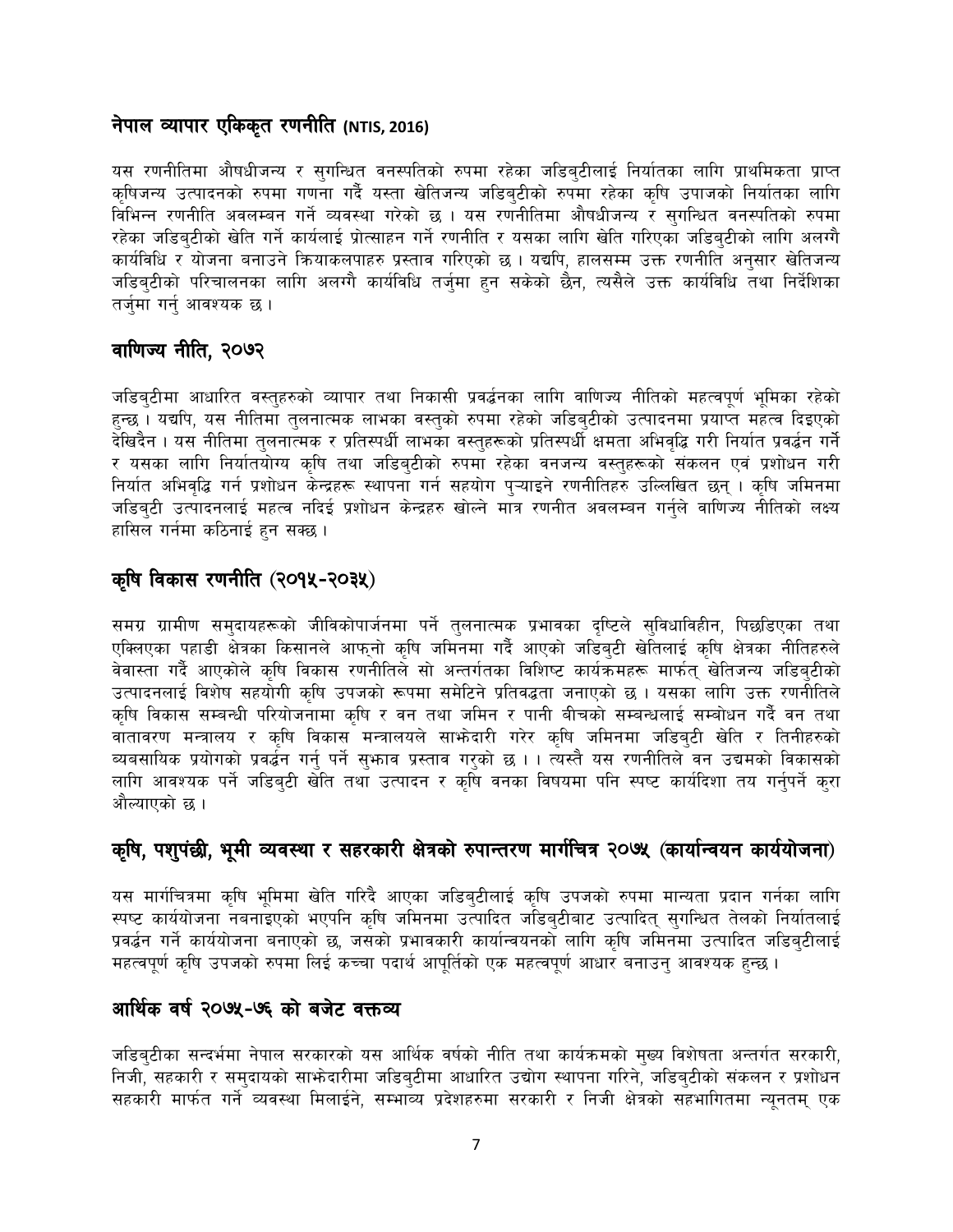## नेपाल व्यापार एकिकृत रणनीति (NTIS, 2016)

यस रणनीतिमा औषधीजन्य र सुगन्धित वनस्पतिको रुपमा रहेका जडिबुटीलाई निर्यातका लागि प्राथमिकता प्राप्त कृषिजन्य उत्पादनको रुपमा गणना गर्दै यस्ता खेतिजन्य जडिबुटीको रुपमा रहेका कृषि उपाजको निर्यातका लागि विभिन्न रणनीति अवलम्बन गर्ने व्यवस्था गरेको छ । यस रणनीतिमा औषधीजन्य र सुगन्धित वनस्पतिको रुपमा रहेका जडिबुटीको खेति गर्ने कार्यलाई प्रोत्साहन गर्ने रणनीति र यसका लागि खेति गरिएका जडिबुटीको लागि अलग्गै कार्यविधि र योजना बनाउने क्रियाकलपाहरु प्रस्ताव गरिएको छ । यद्यपि, हालसम्म उक्त रणनीति अनुसार खेतिजन्य जडिबुटीको परिचालनका लागि अलग्गै कार्यविधि तर्जुमा हुन सकेको छैन, त्यसैले उक्त कार्यविधि तथा निर्देशिका तर्जुमा गर्नु आवश्यक छ ।

## वाणिज्य नीति, २०७२

जडिबुटीमा आधारित वस्तुहरुको व्यापार तथा निकासी प्रवर्द्धनका लागि वाणिज्य नीतिको महत्वपूर्ण भूमिका रहेको हुन्छ । यद्यपि, यस नीतिमा तुलनात्मक लाभका वस्तुको रुपमा रहेको जडिबुटीको उत्पादनमा प्रयाप्त महत्व दिइएको देखिदैन । यस नीतिमा तुलनात्मक र प्रतिस्पर्धी लाभका वस्तुहरूको प्रतिस्पर्धी क्षमता अभिवृद्धि गरी निर्यात प्रवर्द्धन गर्ने र यसका लागि निर्यातयोग्य कृषि तथा जडिबुटीको रुपमा रहेका वनजन्य वस्तुहरूको संकलन एवं प्रशोधन गरी निर्यात अभिवृद्धि गर्न प्रशोधन केन्द्रहरू स्थापना गर्न सहयोग पुऱ्याइने रणनीतिहरु उल्लिखित छन् । कृषि जमिनमा जडिबुटी उत्पादनलाई महत्व नदिई प्रशोधन केन्द्रहरु खोल्ने मात्र रणनीत अवलम्बन गर्नुले वाणिज्य नीतिको लक्ष्य हासिल गर्नमा कठिनाई हुन सक्छ ।

## कृषि विकास रणनीति (२०१५-२०३५)

समग्र ग्रामीण समुदायहरूको जीविकोपार्जनमा पर्ने तुलनात्मक प्रभावका दृष्टिले सुविधाविहीन, पिछडिएका तथा एक्लिएका पहाडी क्षेत्रका किसानले आफ्नो कृषि जमिनमा गर्दै आएको जडिबुटी खेतिलाई कृषि क्षेत्रका नीतिहरुले वेवास्ता गर्दै आएकोले कृषि विकास रणनीतिले सो अन्तर्गतका विशिष्ट कार्यक्रमहरू मार्फत् खेतिजन्य जडिबुटीको उत्पादनलाई विशेष सहयोगी कृषि उपजको रूपमा समेटिने प्रतिवद्धता जनाएको छ । यसका लागि उक्त रणनीतिले कृषि विकास सम्बन्धी परियोजनामा कृषि र वन तथा जमिन र पानी बीचको सम्बन्धलाई सम्बोधन गर्दै वन तथा वातावरण मन्त्रालय र कृषि विकास मन्त्रालयले साझेदारी गरेर कृषि जमिनमा जडिबुटी खेति र तिनीहरुको व्यबसायिक प्रयोगको प्रवर्द्धन गर्नु पर्ने सुझाव प्रस्ताव गरुको छ । । त्यस्तै यस रणनीतिले वन उद्यमको विकासको लागि आवश्यक पर्ने जडिबुटी खेति तथा उत्पादन र कृषि वनका विषयमा पनि स्पष्ट कार्यदिशा तय गर्नुपर्ने कुरा औल्याएको छ ।

## कृषि, पशुपंछी, भूमी व्यवस्था र सहरकारी क्षेत्रको रुपान्तरण मार्गचित्र २०७५ (कार्यान्वयन कार्ययोजना)

यस मार्गचित्रमा कृषि भूमिमा खेति गरिदै आएका जडिबुटीलाई कृषि उपजको रुपमा मान्यता प्रदान गर्नका लागि स्पष्ट कार्ययोजना नबनाइएको भएपनि कृषि जमिनमा उत्पादित जडिबुटीबाट उत्पादित् सुगन्धित तेलको निर्यातलाई प्रवर्द्धन गर्ने कार्ययोजना बनाएको छ, जसको प्रभावकारी कार्यान्वयनको लागि कृषि जमिनमा उत्पादित जडिबुटीलाई महत्वपूर्ण कृषि उपजको रुपमा लिई कच्चा पदार्थ आपूर्तिको एक महत्वपूर्ण आधार बनाउनु आवश्यक हुन्छ ।

## आर्थिक वर्ष २०७५-७६ को बजेट वक्तव्य

जडिबुटीका सन्दर्भमा नेपाल सरकारको यस आर्थिक वर्षको नीति तथा कार्यक्रमको मुख्य विशेषता अन्तर्गत सरकारी, निजी, सहकारी र समुदायको साझेदारीमा जडिबुटीमा आधारित उद्योग स्थापना गरिने, जडिबुटीको संकलन र प्रशोधन सहकारी मार्फत गर्ने व्यवस्था मिलाईने, सम्भाव्य प्रदेशहरुमा सरकारी र निजी क्षेत्रको सहभागितमा न्यूनतम् एक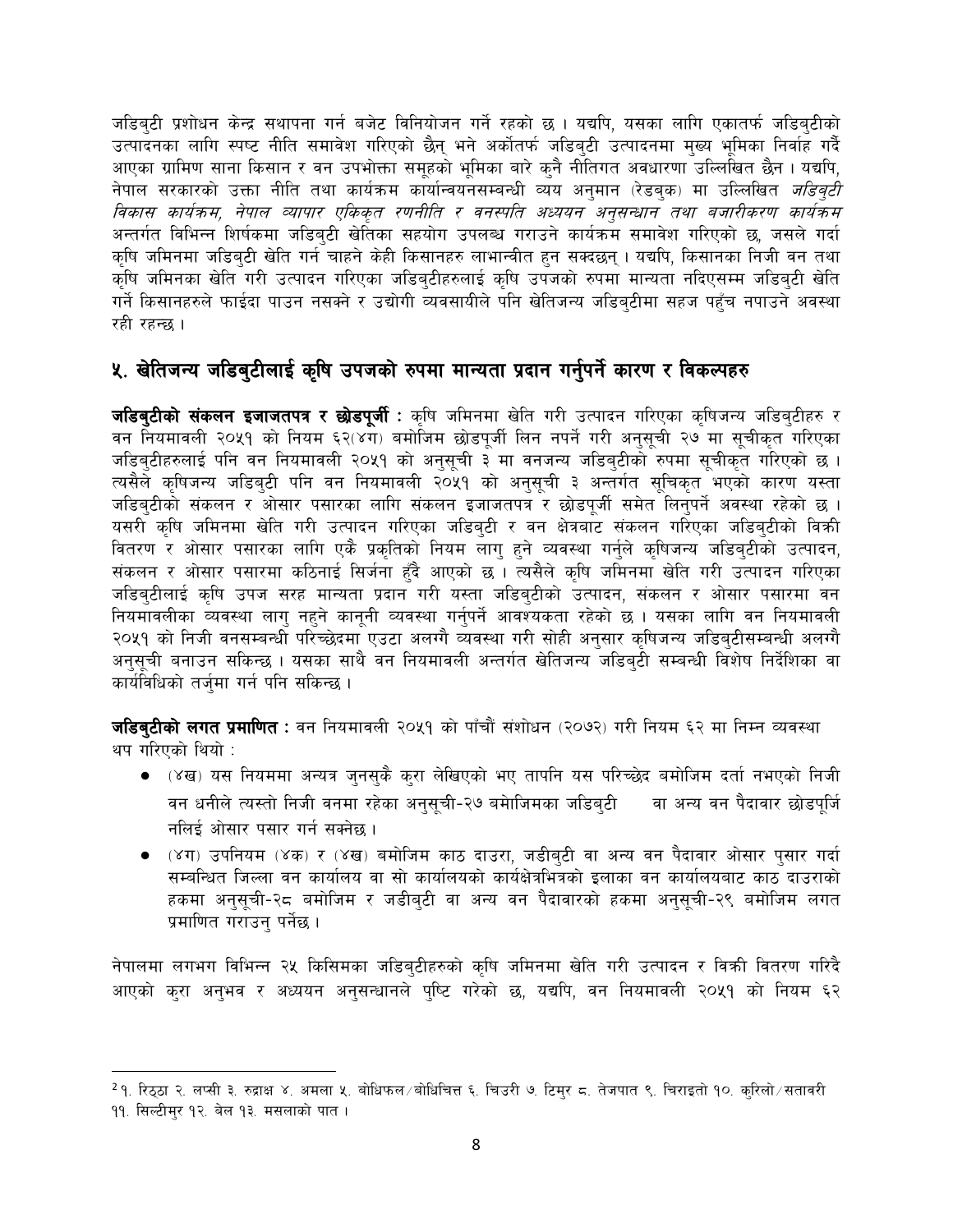जडिबुटी प्रशोधन केन्द्र सथापना गर्न बजेट विनियोजन गर्ने रहको छ । यद्यपि, यसका लागि एकातर्फ जडिबुटीको उत्पादनका लागि स्पष्ट नीति समावेश गरिएको छैन् भने अर्कोतर्फ जडिबुटी उत्पादनमा मुख्य भूमिका निर्वाह गर्दै आएका ग्रामिण साना किसान र वन उपभोक्ता समूहको भूमिका बारे कुनै नीतिगत अवधारणा उल्लिखित छैन । यद्यपि, नेपाल सरकारको उक्त नीति तथा कार्यक्रम कार्यान्वयनसम्बन्धी व्यय अनुमान (रेडबुक) मा उल्लिखित *जडिबुटी विकास कार्यक्रम, नेपाल व्यापार एकिकृत रणनीति र वनस्पति अध्ययन अनुसन्धान तथा बजारीकरण कार्यक्रम* अन्तर्गत विभिन्न शिर्षकमा जडिबुटी खेतिका सहयोग उपलब्ध गराउने कार्यक्रम समावेश गरिएको छ, जसले गर्दा कृषि जमिनमा जडिबुटी खेति गर्न चाहने केही किसानहरु लाभान्वीत हुन सक्दछन् । यद्यपि, किसानका निजी वन तथा कृषि जमिनका खेति गरी उत्पादन गरिएका जडिबुटीहरुलाई कृषि उपजको रुपमा मान्यता नदिएसम्म जडिबुटी खेति गर्ने किसानहरुले फाईदा पाउन नसक्ने र उद्योगी व्यवसायीले पनि खेतिजन्य जडिबुटीमा सहज पहुँच नपाउने अवस्था रही रहन्छ ।

## ५. खेतिजन्य जडिबुटीलाई कृषि उपजको रुपमा मान्यता प्रदान गर्नुपर्ने कारण र विकल्पहरु

**जडिबुटीको संकलन इजाजतपत्र र छोडपूर्जी :** कृषि जमिनमा खेति गरी उत्पादन गरिएका कृषिजन्य जडिबुटीहरु र वन नियमावली २०५१ को नियम ६२(४ग) बमोजिम छोडपूर्जी लिन नपर्ने गरी अनुसूची २७ मा सूचीकृत गरिएका जडिबुटीहरुलाई पनि वन नियमावली २०५१ को अनुसूची ३ मा वनजन्य जडिबुटीको रुपमा सूचीकृत गरिएको छ । त्यसैले कृषिजन्य जडिबुटी पनि वन नियमावली २०५१ को अनुसूची ३ अन्तर्गत सूचिकृत भएको कारण यस्ता जडिबुटीको संकलन र ओसार पसारका लागि संकलन इजाजतपत्र र छोडपूर्जी समेत लिनुपर्ने अवस्था रहेको छ । यसरी कृषि जमिनमा खेति गरी उत्पादन गरिएका जडिबुटी र वन क्षेत्रबाट संकलन गरिएका जडिबुटीको विक्री वितरण र ओसार पसारका लागि एकै प्रकृतिको नियम लागु हुने व्यवस्था गर्नुले कृषिजन्य जडिबुटीको उत्पादन, संकलन र ओसार पसारमा कठिनाई सिर्जना हुँदै आएको छ । त्यसैले कृषि जमिनमा खेति गरी उत्पादन गरिएका जडिबुटीलाई कृषि उपज सरह मान्यता प्रदान गरी यस्ता जडिबुटीको उत्पादन, संकलन र ओसार पसारमा वन नियमावलीका व्यवस्था लागु नहुने कानूनी व्यवस्था गर्नुपर्ने आवश्यकता रहेको छ । यसका लागि वन नियमावली २०५१ को निजी वनसम्बन्धी परिच्छेदमा एउटा अलग्गै व्यवस्था गरी सोही अनुसार कृषिजन्य जडिबुटीसम्बन्धी अलग्गै अनुसूची बनाउन सकिन्छ । यसका साथै वन नियमावली अन्तर्गत खेतिजन्य जडिबुटी सम्बन्धी विशेष निर्देशिका वा कार्यविधिको तर्जुमा गर्न पनि सकिन्छ ।

**जडिबुटीको लगत प्रमाणित :** वन नियमावली २०५१ को पाँचौं संशोधन (२०७२) गरी नियम ६२ मा निम्न व्यवस्था थप गरिएको थियो :

- (४ख) यस नियममा अन्यत्र जुनसुकै कुरा लेखिएको भए तापनि यस परिच्छेद बमोजिम दर्ता नभएको निजी वन धनीले त्यस्तो निजी वनमा रहेका अनुसूची-२७ बमोजिमका जडिबुटी वा अन्य वन पैदावार छोडपूर्जि नलिई ओसार पसार गर्न सक्नेछ ।
- (४ग) उपनियम (४क) र (४ख) बमोजिम काठ दाउरा, जडीबुटी वा अन्य वन पैदावार ओसार पुसार गर्दा सम्बन्धित जिल्ला वन कार्यालय वा सो कार्यालयको कार्यक्षेत्रभित्रको इलाका वन कार्यालयबाट काठ दाउराको हकमा अनुसूची-२८ बमोजिम र जडीबुटी वा अन्य वन पैदावारको हकमा अनुसूची-२९ बमोजिम लगत प्रमाणित गराउनु पर्नेछ ।

नेपालमा लगभग विभिन्न २५ किसिमका जडिबुटीहरुको कृषि जमिनमा खेति गरी उत्पादन र विक्री वितरण गरिदै आएको कुरा अनुभव र अध्ययन अनुसन्धानले पुष्टि गरेको छ, यद्यपि, वन नियमावली २०५१ को नियम ६२

---

[2] १. रिठ्ठा २. लप्सी ३. रुद्राक्ष ४. अमला ५. बोधिफल/बोधिचित्त ६. चिउरी ७. टिमुर ८. तेजपात ९. चिराइतो १०. कुरिलो/सतावरी ११. सिल्टीमुर १२. बेल १३. मसलाको पात ।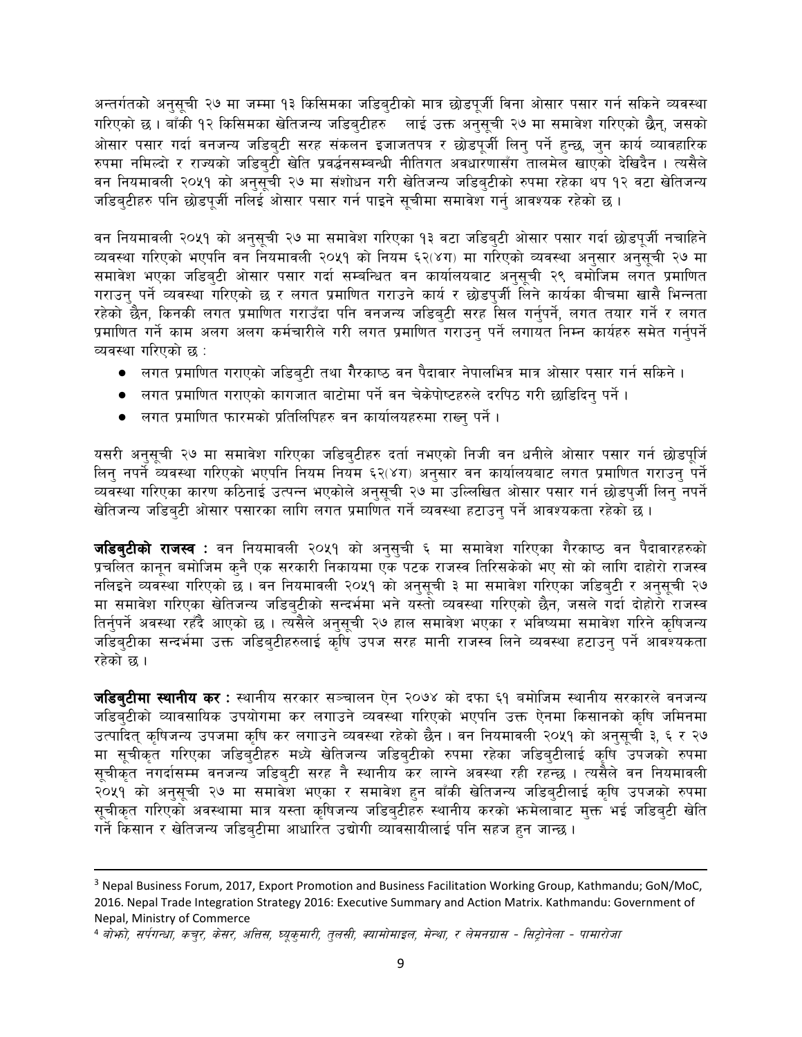अन्तर्गतको अनुसूची २७ मा जम्मा १३ किसिमका जडिबुटीको मात्र छोडपूर्जी विना ओसार पसार गर्न सकिने व्यवस्था गरिएको छ। बाँकी १२ किसिमका खेतिजन्य जडिबुटीहरु[4] लाई उक्त अनुसूची २७ मा समावेश गरिएको छैन्, जसको ओसार पसार गर्दा वनजन्य जडिबुटी सरह संकलन इजाजतपत्र र छोडपूर्जी लिनु पर्ने हुन्छ, जुन कार्य व्यावहारिक रुपमा नमिल्दो र राज्यको जडिबुटी खेति प्रवर्द्धनसम्बन्धी नीतिगत अवधारणासँग तालमेल खाएको देखिदैन । त्यसैले वन नियमावली २०५१ को अनुसूची २७ मा संशोधन गरी खेतिजन्य जडिबुटीको रुपमा रहेका थप १२ वटा खेतिजन्य जडिबुटीहरु पनि छोडपूर्जी नलिई ओसार पसार गर्न पाइने सूचीमा समावेश गर्नु आवश्यक रहेको छ ।

वन नियमावली २०५१ को अनुसूची २७ मा समावेश गरिएका १३ वटा जडिबुटी ओसार पसार गर्दा छोडपूर्जी नचाहिने व्यवस्था गरिएको भएपनि वन नियमावली २०५१ को नियम ६२(४ग) मा गरिएको व्यवस्था अनुसार अनुसूची २७ मा समावेश भएका जडिबुटी ओसार पसार गर्दा सम्बन्धित वन कार्यालयबाट अनुसूची २९ बमोजिम लगत प्रमाणित गराउनु पर्ने व्यवस्था गरिएको छ र लगत प्रमाणित गराउने कार्य र छोडपुर्जी लिने कार्यका बीचमा खासै भिन्नता रहेको छैन, किनकी लगत प्रमाणित गराउँदा पनि वनजन्य जडिबुटी सरह सिल गर्नुपर्ने, लगत तयार गर्ने र लगत प्रमाणित गर्ने काम अलग अलग कर्मचारीले गरी लगत प्रमाणित गराउनु पर्ने लगायत निम्न कार्यहरु समेत गर्नुपर्ने व्यवस्था गरिएको छ :

- लगत प्रमाणित गराएको जडिबुटी तथा गैरकाष्ठ वन पैदावार नेपालभित्र मात्र ओसार पसार गर्न सकिने ।
- लगत प्रमाणित गराएको कागजात बाटोमा पर्ने वन चेकेपोष्टहरुले दरपिठ गरी छाडिदिनु पर्ने ।
- लगत प्रमाणित फारमको प्रतिलिपिहरु वन कार्यालयहरुमा राख्नु पर्ने ।

यसरी अनुसूची २७ मा समावेश गरिएका जडिबुटीहरु दर्ता नभएको निजी वन धनीले ओसार पसार गर्न छोडपूर्जि लिनु नपर्ने व्यवस्था गरिएको भएपनि नियम नियम ६२(४ग) अनुसार वन कार्यालयबाट लगत प्रमाणित गराउनु पर्ने व्यवस्था गरिएका कारण कठिनाई उत्पन्न भएकोले अनुसूची २७ मा उल्लिखित ओसार पसार गर्न छोडपुर्जी लिनु नपर्ने खेतिजन्य जडिबुटी ओसार पसारका लागि लगत प्रमाणित गर्ने व्यवस्था हटाउनु पर्ने आवश्यकता रहेको छ ।

**जडिबुटीको राजस्व :** वन नियमावली २०५१ को अनुसुची ६ मा समावेश गरिएका गैरकाष्ठ वन पैदावारहरुको प्रचलित कानून बमोजिम कुनै एक सरकारी निकायमा एक पटक राजस्व तिरिसकेको भए सो को लागि दाहोरो राजस्व नलिइने व्यवस्था गरिएको छ । वन नियमावली २०५१ को अनुसूची ३ मा समावेश गरिएका जडिबुटी र अनुसूची २७ मा समावेश गरिएका खेतिजन्य जडिबुटीको सन्दर्भमा भने यस्तो व्यवस्था गरिएको छैन, जसले गर्दा दोहोरो राजस्व तिर्नुपर्ने अवस्था रहँदै आएको छ । त्यसैले अनुसूची २७ हाल समावेश भएका र भविष्यमा समावेश गरिने कृषिजन्य जडिबुटीका सन्दर्भमा उक्त जडिबुटीहरुलाई कृषि उपज सरह मानी राजस्व लिने व्यवस्था हटाउनु पर्ने आवश्यकता रहेको छ ।

**जडिबुटीमा स्थानीय कर :** स्थानीय सरकार सञ्चालन ऐन २०७४ को दफा ६१ बमोजिम स्थानीय सरकारले वनजन्य जडिबुटीको व्यावसायिक उपयोगमा कर लगाउने व्यवस्था गरिएको भएपनि उक्त ऐनमा किसानको कृषि जमिनमा उत्पादित् कृषिजन्य उपजमा कृषि कर लगाउने व्यवस्था रहेको छैन । वन नियमावली २०५१ को अनुसूची ३, ६ र २७ मा सूचीकृत गरिएका जडिबुटीहरु मध्ये खेतिजन्य जडिबुटीको रुपमा रहेका जडिबुटीलाई कृषि उपजको रुपमा सूचीकृत नगर्दासम्म वनजन्य जडिबुटी सरह नै स्थानीय कर लाग्ने अवस्था रही रहन्छ । त्यसैले वन नियमावली २०५१ को अनुसूची २७ मा समावेश भएका र समावेश हुन बाँकी खेतिजन्य जडिबुटीलाई कृषि उपजको रुपमा सूचीकृत गरिएको अवस्थामा मात्र यस्ता कृषिजन्य जडिबुटीहरु स्थानीय करको झमेलाबाट मुक्त भई जडिबुटी खेति गर्ने किसान र खेतिजन्य जडिबुटीमा आधारित उद्योगी व्यावसायीलाई पनि सहज हुन जान्छ ।

---

[3] Nepal Business Forum, 2017, Export Promotion and Business Facilitation Working Group, Kathmandu; GoN/MoC, 2016. Nepal Trade Integration Strategy 2016: Executive Summary and Action Matrix. Kathmandu: Government of Nepal, Ministry of Commerce

[4] *बोझो, सर्पगन्धा, कचुर, केसर, अत्तिस, घ्यूकुमारी, तुलसी, क्यामोमाइल, मेन्था, र लेमनग्रास - सिट्रोनेला - पामारोजा*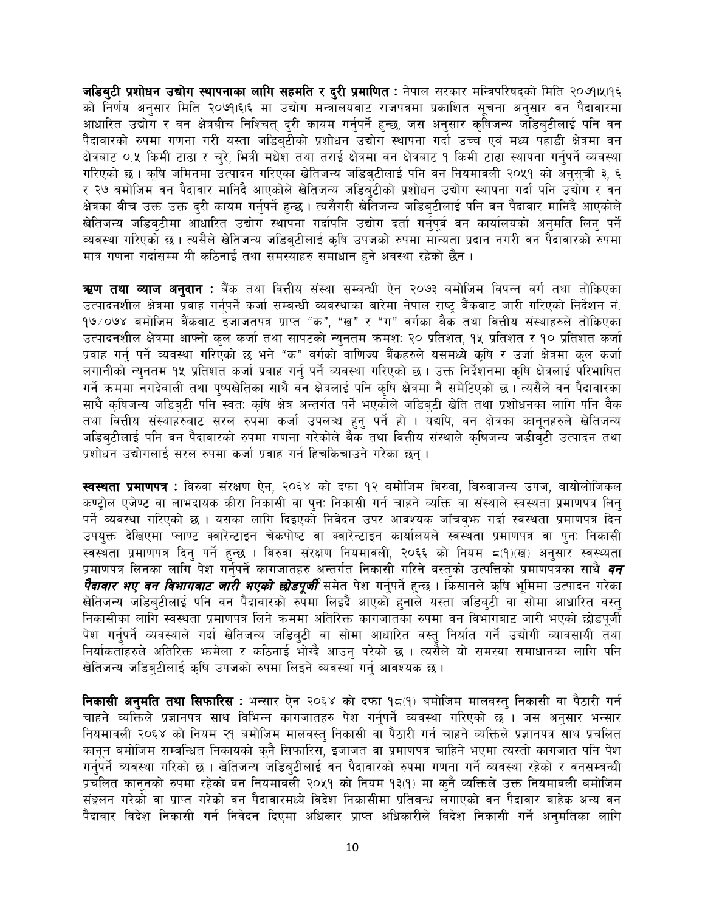**जडिबुटी प्रशोधन उद्योग स्थापनाका लागि सहमति र दुरी प्रमाणित :** नेपाल सरकार मन्त्रिपरिषद्को मिति २०७१।५।१६ को निर्णय अनुसार मिति २०७१।६।६ मा उद्योग मन्त्रालयबाट राजपत्रमा प्रकाशित सूचना अनुसार वन पैदावारमा आधारित उद्योग र वन क्षेत्रबीच निश्चित् दुरी कायम गर्नुपर्ने हुन्छ, जस अनुसार कृषिजन्य जडिबुटीलाई पनि वन पैदावारको रुपमा गणना गरी यस्ता जडिबुटीको प्रशोधन उद्योग स्थापना गर्दा उच्च एवं मध्य पहाडी क्षेत्रमा वन क्षेत्रबाट ०.५ किमी टाढा र चुरे, भित्री मधेश तथा तराई क्षेत्रमा वन क्षेत्रबाट १ किमी टाढा स्थापना गर्नुपर्ने व्यवस्था गरिएको छ । कृषि जमिनमा उत्पादन गरिएका खेतिजन्य जडिबुटीलाई पनि वन नियमावली २०५१ को अनुसूची ३, ६ र २७ बमोजिम वन पैदावार मानिदै आएकोले खेतिजन्य जडिबुटीको प्रशोधन उद्योग स्थापना गर्दा पनि उद्योग र वन क्षेत्रका बीच उक्त उक्त दुरी कायम गर्नुपर्ने हुन्छ । त्यसैगरी खेतिजन्य जडिबुटीलाई पनि वन पैदावार मानिदै आएकोले खेतिजन्य जडिबुटीमा आधारित उद्योग स्थापना गर्दापनि उद्योग दर्ता गर्नुपूर्व वन कार्यालयको अनुमति लिनु पर्ने व्यवस्था गरिएको छ । त्यसैले खेतिजन्य जडिबुटीलाई कृषि उपजको रुपमा मान्यता प्रदान नगरी वन पैदावारको रुपमा मात्र गणना गर्दासम्म यी कठिनाई तथा समस्याहरु समाधान हुने अवस्था रहेको छैन ।

**ऋण तथा व्याज अनुदान :** बैंक तथा वित्तीय संस्था सम्बन्धी ऐन २०७३ बमोजिम विपन्न वर्ग तथा तोकिएका उत्पादनशील क्षेत्रमा प्रवाह गर्नुपर्ने कर्जा सम्बन्धी व्यवस्थाका बारेमा नेपाल राष्ट्र बैंकबाट जारी गरिएको निर्देशन नं. १७/०७४ बमोजिम बैंकबाट इजाजतपत्र प्राप्त "क", "ख" र "ग" वर्गका बैंक तथा वित्तीय संस्थाहरुले तोकिएका उत्पादनशील क्षेत्रमा आफ्नो कुल कर्जा तथा सापटको न्युनतम क्रमशः २० प्रतिशत, १५ प्रतिशत र १० प्रतिशत कर्जा प्रवाह गर्नु पर्ने व्यवस्था गरिएको छ भने "क" वर्गको वाणिज्य बैंकहरुले यसमध्ये कृषि र उर्जा क्षेत्रमा कुल कर्जा लगानीको न्युनतम १५ प्रतिशत कर्जा प्रवाह गर्नु पर्ने व्यवस्था गरिएको छ । उक्त निर्देशनमा कृषि क्षेत्रलाई परिभाषित गर्ने क्रममा नगदेवाली तथा पुष्पखेतिका साथै वन क्षेत्रलाई पनि कृषि क्षेत्रमा नै समेटिएको छ । त्यसैले वन पैदावारका साथै कृषिजन्य जडिबुटी पनि स्वतः कृषि क्षेत्र अन्तर्गत पर्ने भएकोले जडिबुटी खेति तथा प्रशोधनका लागि पनि बैंक तथा वित्तीय संस्थाहरुबाट सरल रुपमा कर्जा उपलब्ध हुनु पर्ने हो । यद्यपि, वन क्षेत्रका कानूनहरुले खेतिजन्य जडिबुटीलाई पनि वन पैदावारको रुपमा गणना गरेकोले बैंक तथा वित्तीय संस्थाले कृषिजन्य जडीबुटी उत्पादन तथा प्रशोधन उद्योगलाई सरल रुपमा कर्जा प्रवाह गर्न हिचकिचाउने गरेका छन् ।

**स्वस्थता प्रमाणपत्र :** बिरुवा संरक्षण ऐन, २०६४ को दफा १२ बमोजिम बिरुवा, बिरुवाजन्य उपज, बायोलोजिकल कण्ट्रोल एजेण्ट वा लाभदायक कीरा निकासी वा पुनः निकासी गर्न चाहने व्यक्ति वा संस्थाले स्वस्थता प्रमाणपत्र लिनु पर्ने व्यवस्था गरिएको छ । यसका लागि दिइएको निवेदन उपर आवश्यक जाँचबुझ गर्दा स्वस्थता प्रमाणपत्र दिन उपयुक्त देखिएमा प्लाण्ट क्वारेन्टाइन चेकपोष्ट वा क्वारेन्टाइन कार्यालयले स्वस्थता प्रमाणपत्र वा पुनः निकासी स्वस्थता प्रमाणपत्र दिनु पर्ने हुन्छ । बिरुवा संरक्षण नियमावली, २०६६ को नियम ८(१)(ख) अनुसार स्वस्थ्यता प्रमाणपत्र लिनका लागि पेश गर्नुपर्ने कागजातहरु अन्तर्गत निकासी गरिने वस्तुको उत्पत्तिको प्रमाणपत्रका साथै ***वन पैदावार भए वन विभागबाट जारी भएको छोडपूर्जी*** समेत पेश गर्नुपर्ने हुन्छ । किसानले कृषि भूमिमा उत्पादन गरेका खेतिजन्य जडिबुटीलाई पनि वन पैदावारको रुपमा लिइदै आएको हुनाले यस्ता जडिबुटी वा सोमा आधारित वस्तु निकासीका लागि स्वस्थता प्रमाणपत्र लिने क्रममा अतिरिक्त कागजातका रुपमा वन विभागबाट जारी भएको छोडपूर्जी पेश गर्नुपर्ने व्यवस्थाले गर्दा खेतिजन्य जडिबुटी वा सोमा आधारित वस्तु निर्यात गर्ने उद्योगी व्यावसायी तथा निर्याकर्ताहरुले अतिरिक्त झमेला र कठिनाई भोग्दै आउनु परेको छ । त्यसैले यो समस्या समाधानका लागि पनि खेतिजन्य जडिबुटीलाई कृषि उपजको रुपमा लिइने व्यवस्था गर्नु आवश्यक छ ।

**निकासी अनुमति तथा सिफारिस :** भन्सार ऐन २०६४ को दफा १८(१) बमोजिम मालवस्तु निकासी वा पैठारी गर्न चाहने व्यक्तिले प्रज्ञानपत्र साथ विभिन्न कागजातहरु पेश गर्नुपर्ने व्यवस्था गरिएको छ । जस अनुसार भन्सार नियमावली २०६४ को नियम २१ बमोजिम मालवस्तु निकासी वा पैठारी गर्न चाहने व्यक्तिले प्रज्ञानपत्र साथ प्रचलित कानून बमोजिम सम्बन्धित निकायको कुनै सिफारिस, इजाजत वा प्रमाणपत्र चाहिने भएमा त्यस्तो कागजात पनि पेश गर्नुपर्ने व्यवस्था गरिको छ । खेतिजन्य जडिबुटीलाई वन पैदावारको रुपमा गणना गर्ने व्यवस्था रहेको र वनसम्बन्धी प्रचलित कानूनको रुपमा रहेको वन नियमावली २०५१ को नियम १३(१) मा कुनै व्यक्तिले उक्त नियमावली बमोजिम संङ्कलन गरेको वा प्राप्त गरेको वन पैदावारमध्ये विदेश निकासीमा प्रतिबन्ध लगाएको वन पैदावार बाहेक अन्य वन पैदावार विदेश निकासी गर्न निवेदन दिएमा अधिकार प्राप्त अधिकारीले विदेश निकासी गर्ने अनुमतिका लागि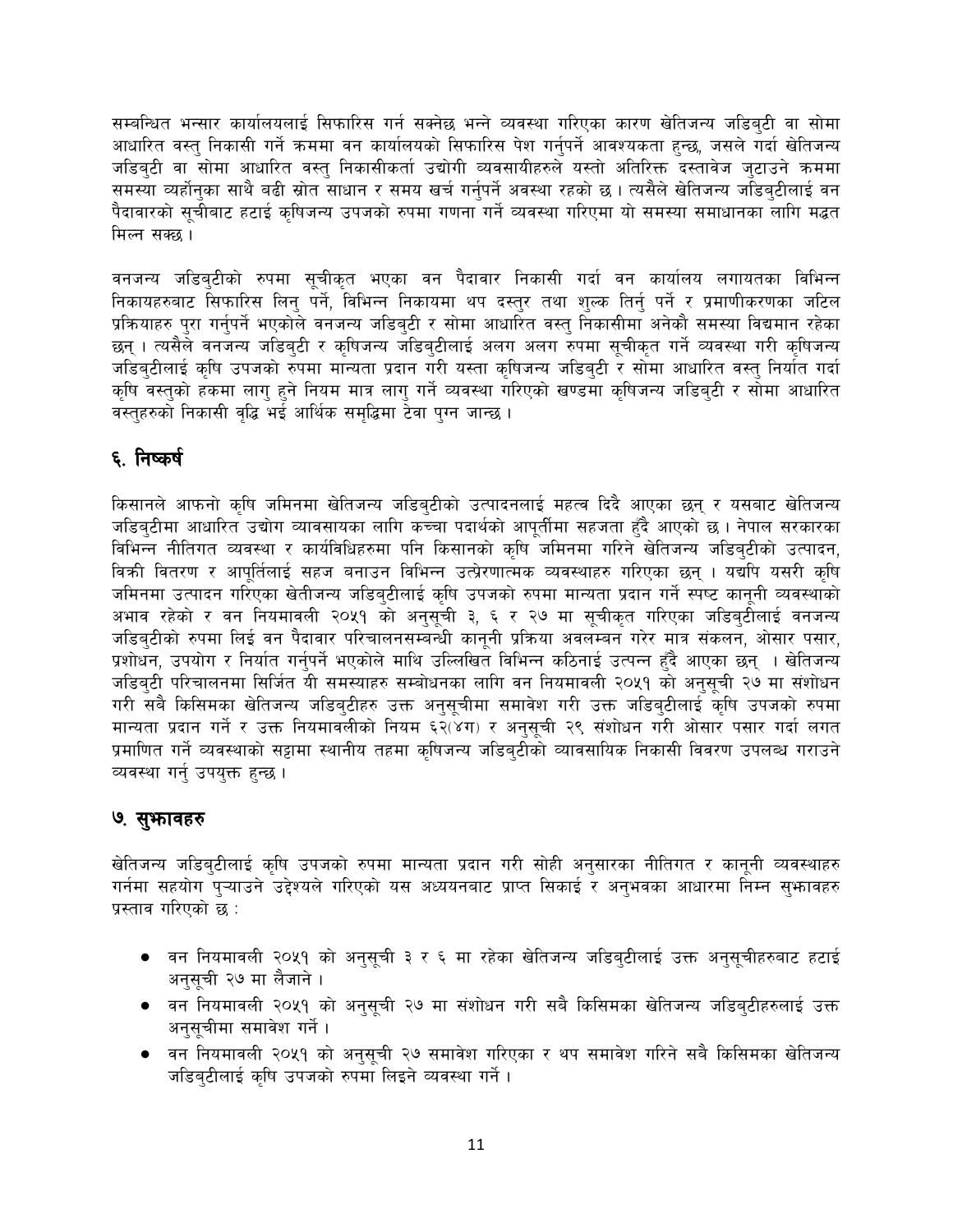सम्बन्धित भन्सार कार्यालयलाई सिफारिस गर्न सक्नेछ भन्ने व्यवस्था गरिएका कारण खेतिजन्य जडिबुटी वा सोमा आधारित वस्तु निकासी गर्ने क्रममा वन कार्यालयको सिफारिस पेश गर्नुपर्ने आवश्यकता हुन्छ, जसले गर्दा खेतिजन्य जडिबुटी वा सोमा आधारित वस्तु निकासीकर्ता उद्योगी व्यवसायीहरुले यस्तो अतिरिक्त दस्तावेज जुटाउने क्रममा समस्या व्यहोर्नुका साथै बढी स्रोत साधान र समय खर्च गर्नुपर्ने अवस्था रहको छ । त्यसैले खेतिजन्य जडिबुटीलाई वन पैदावारको सूचीबाट हटाई कृषिजन्य उपजको रुपमा गणना गर्ने व्यवस्था गरिएमा यो समस्या समाधानका लागि मद्धत मिल्न सक्छ ।

वनजन्य जडिबुटीको रुपमा सूचीकृत भएका वन पैदावार निकासी गर्दा वन कार्यालय लगायतका विभिन्न निकायहरुबाट सिफारिस लिनु पर्ने, विभिन्न निकायमा थप दस्तुर तथा शुल्क तिर्नु पर्ने र प्रमाणीकरणका जटिल प्रक्रियाहरु पुरा गर्नुपर्ने भएकोले वनजन्य जडिबुटी र सोमा आधारित वस्तु निकासीमा अनेकौं समस्या विद्यमान रहेका छन् । त्यसैले वनजन्य जडिबुटी र कृषिजन्य जडिबुटीलाई अलग अलग रुपमा सूचीकृत गर्ने व्यवस्था गरी कृषिजन्य जडिबुटीलाई कृषि उपजको रुपमा मान्यता प्रदान गरी यस्ता कृषिजन्य जडिबुटी र सोमा आधारित वस्तु निर्यात गर्दा कृषि वस्तुको हकमा लागु हुने नियम मात्र लागु गर्ने व्यवस्था गरिएको खण्डमा कृषिजन्य जडिबुटी र सोमा आधारित वस्तुहरुको निकासी वृद्धि भई आर्थिक समृद्धिमा टेवा पुग्न जान्छ ।

## ६. निष्कर्ष

किसानले आफनो कृषि जमिनमा खेतिजन्य जडिबुटीको उत्पादनलाई महत्व दिदै आएका छन् र यसबाट खेतिजन्य जडिबुटीमा आधारित उद्योग व्यावसायका लागि कच्चा पदार्थको आपूर्तीमा सहजता हुँदै आएको छ । नेपाल सरकारका विभिन्न नीतिगत व्यवस्था र कार्यविधिहरुमा पनि किसानको कृषि जमिनमा गरिने खेतिजन्य जडिबुटीको उत्पादन, बिक्री वितरण र आपूर्तिलाई सहज बनाउन विभिन्न उत्प्रेरणात्मक व्यवस्थाहरु गरिएका छन् । यद्यपि यसरी कृषि जमिनमा उत्पादन गरिएका खेतीजन्य जडिबुटीलाई कृषि उपजको रुपमा मान्यता प्रदान गर्ने स्पष्ट कानूनी व्यवस्थाको अभाव रहेको र वन नियमावली २०५१ को अनुसूची ३, ६ र २७ मा सूचीकृत गरिएका जडिबुटीलाई वनजन्य जडिबुटीको रुपमा लिई वन पैदावार परिचालनसम्बन्धी कानूनी प्रक्रिया अवलम्बन गरेर मात्र संकलन, ओसार पसार, प्रशोधन, उपयोग र निर्यात गर्नुपर्ने भएकोले माथि उल्लिखित विभिन्न कठिनाई उत्पन्न हुँदै आएका छन् । खेतिजन्य जडिबुटी परिचालनमा सिर्जित यी समस्याहरु सम्बोधनका लागि वन नियमावली २०५१ को अनुसूची २७ मा संशोधन गरी सबै किसिमका खेतिजन्य जडिबुटीहरु उक्त अनुसूचीमा समावेश गरी उक्त जडिबुटीलाई कृषि उपजको रुपमा मान्यता प्रदान गर्ने र उक्त नियमावलीको नियम ६२(४ग) र अनुसूची २९ संशोधन गरी ओसार पसार गर्दा लगत प्रमाणित गर्ने व्यवस्थाको सट्टामा स्थानीय तहमा कृषिजन्य जडिबुटीको व्यावसायिक निकासी विवरण उपलब्ध गराउने व्यवस्था गर्नु उपयुक्त हुन्छ ।

## ७. सुझावहरु

खेतिजन्य जडिबुटीलाई कृषि उपजको रुपमा मान्यता प्रदान गरी सोही अनुसारका नीतिगत र कानूनी व्यवस्थाहरु गर्नमा सहयोग पुऱ्याउने उद्देश्यले गरिएको यस अध्ययनबाट प्राप्त सिकाई र अनुभवका आधारमा निम्न सुझावहरु प्रस्ताव गरिएको छ :

- वन नियमावली २०५१ को अनुसूची ३ र ६ मा रहेका खेतिजन्य जडिबुटीलाई उक्त अनुसूचीहरुबाट हटाई अनुसूची २७ मा लैजाने ।
- वन नियमावली २०५१ को अनुसूची २७ मा संशोधन गरी सबै किसिमका खेतिजन्य जडिबुटीहरुलाई उक्त अनुसूचीमा समावेश गर्ने ।
- वन नियमावली २०५१ को अनुसूची २७ समावेश गरिएका र थप समावेश गरिने सबै किसिमका खेतिजन्य जडिबुटीलाई कृषि उपजको रुपमा लिइने व्यवस्था गर्ने ।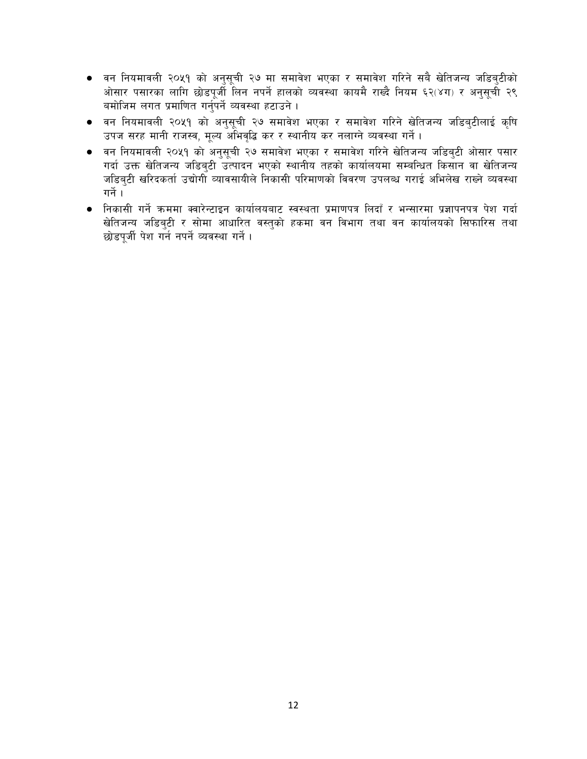- वन नियमावली २०५१ को अनुसूची २७ मा समावेश भएका र समावेश गरिने सबै खेतिजन्य जडिबुटीको ओसार पसारका लागि छोडपूर्जी लिन नपर्ने हालको व्यवस्था कायमै राख्दै नियम ६२(४ग) र अनुसूची २९ बमोजिम लगत प्रमाणित गर्नुपर्ने व्यवस्था हटाउने ।
- वन नियमावली २०५१ को अनुसूची २७ समावेश भएका र समावेश गरिने खेतिजन्य जडिबुटीलाई कृषि उपज सरह मानी राजस्व, मूल्य अभिवृद्धि कर र स्थानीय कर नलाग्ने व्यवस्था गर्ने ।
- वन नियमावली २०५१ को अनुसूची २७ समावेश भएका र समावेश गरिने खेतिजन्य जडिबुटी ओसार पसार गर्दा उक्त खेतिजन्य जडिबुटी उत्पादन भएको स्थानीय तहको कार्यालयमा सम्बन्धित किसान वा खेतिजन्य जडिबुटी खरिदकर्ता उद्योगी व्यावसायीले निकासी परिमाणको विवरण उपलब्ध गराई अभिलेख राख्ने व्यवस्था गर्ने ।
- निकासी गर्ने क्रममा क्वारेन्टाइन कार्यालयबाट स्वस्थता प्रमाणपत्र लिदाँ र भन्सारमा प्रज्ञापनपत्र पेश गर्दा खेतिजन्य जडिबुटी र सोमा आधारित वस्तुको हकमा वन विभाग तथा वन कार्यालयको सिफारिस तथा छोडपूर्जी पेश गर्न नपर्ने व्यवस्था गर्ने ।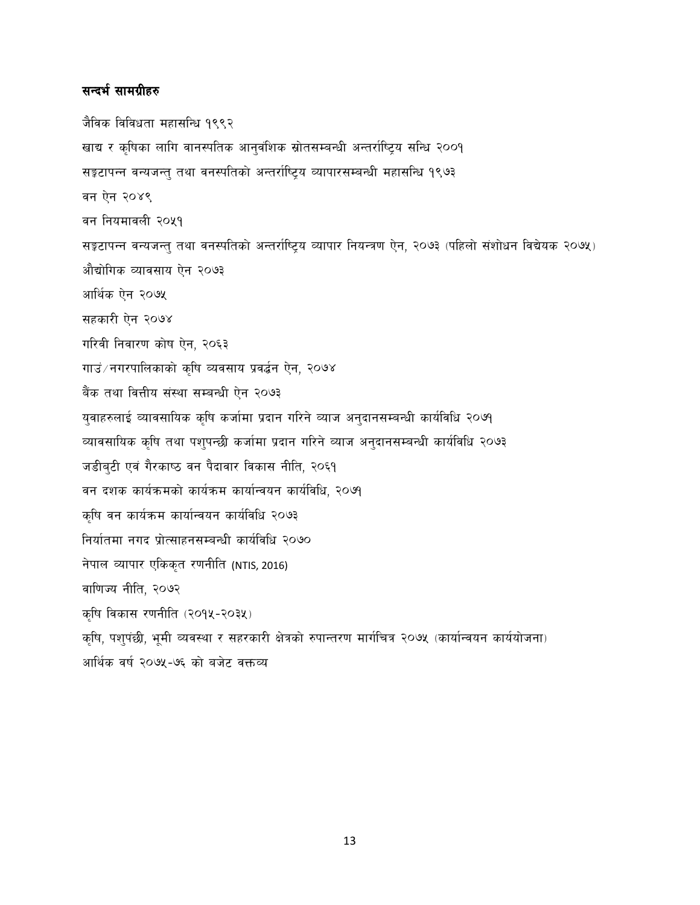### सन्दर्भ सामग्रीहरु

जैविक विविधता महासन्धि १९९२

खाद्य र कृषिका लागि वानस्पतिक आनुवंशिक स्रोतसम्बन्धी अन्तर्राष्ट्रिय सन्धि २००१

सङ्कटापन्न वन्यजन्तु तथा वनस्पतिको अन्तर्राष्ट्रिय व्यापारसम्बन्धी महासन्धि १९७३

वन ऐन २०४९

वन नियमावली २०५१

सङ्कटापन्न वन्यजन्तु तथा वनस्पतिको अन्तर्राष्ट्रिय व्यापार नियन्त्रण ऐन, २०७३ (पहिलो संशोधन विधेयक २०७५)

औद्योगिक व्यावसाय ऐन २०७३

आर्थिक ऐन २०७५

सहकारी ऐन २०७४

गरिवी निवारण कोष ऐन, २०६३

गाउं/नगरपालिकाको कृषि व्यवसाय प्रवर्द्धन ऐन, २०७४

बैंक तथा वित्तीय संस्था सम्बन्धी ऐन २०७३

युवाहरुलाई व्यावसायिक कृषि कर्जामा प्रदान गरिने व्याज अनुदानसम्बन्धी कार्यविधि २०७१

व्यावसायिक कृषि तथा पशुपन्छी कर्जामा प्रदान गरिने व्याज अनुदानसम्बन्धी कार्यविधि २०७३

जडीबुटी एवं गैरकाष्ठ वन पैदावार विकास नीति, २०६१

वन दशक कार्यक्रमको कार्यक्रम कार्यान्वयन कार्यविधि, २०७१

कृषि वन कार्यक्रम कार्यान्वयन कार्यविधि २०७३

निर्यातमा नगद प्रोत्साहनसम्बन्धी कार्यविधि २०७०

नेपाल व्यापार एकिकृत रणनीति (NTIS, 2016)

वाणिज्य नीति, २०७२

कृषि विकास रणनीति (२०१५-२०३५)

कृषि, पशुपंछी, भूमी व्यवस्था र सहरकारी क्षेत्रको रुपान्तरण मार्गचित्र २०७५ (कार्यान्वयन कार्ययोजना)

आर्थिक वर्ष २०७५-७६ को बजेट वक्तव्य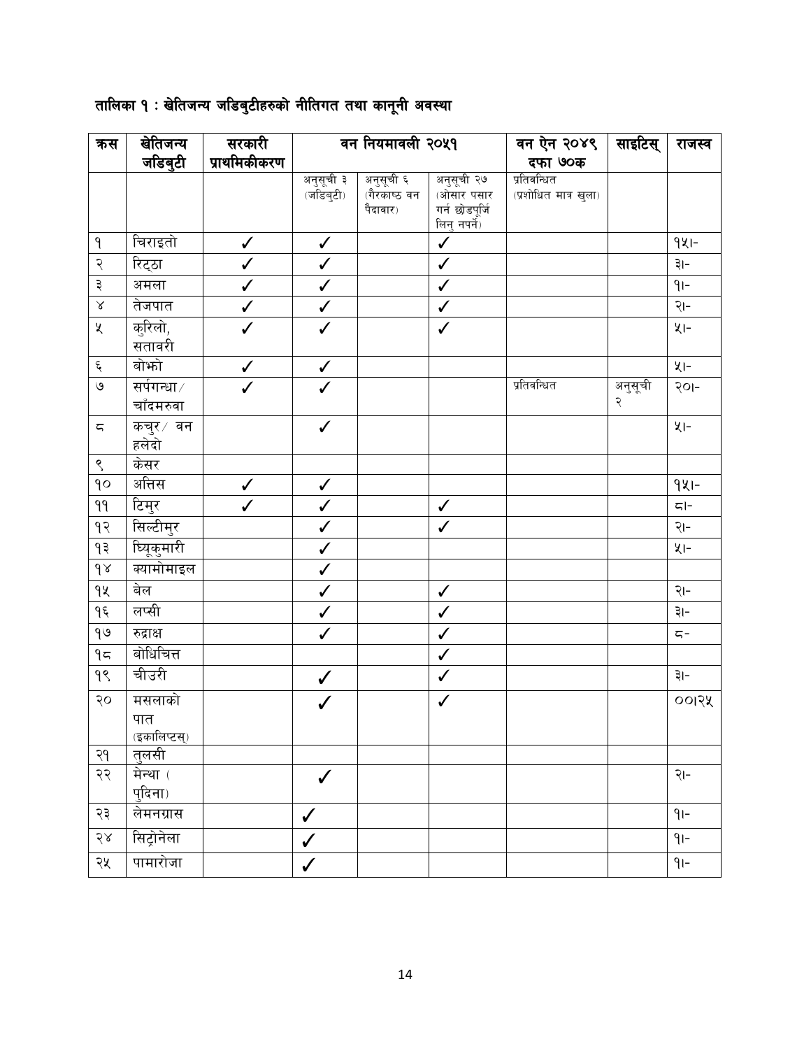**तालिका १ : खेतिजन्य जडिबुटीहरुको नीतिगत तथा कानूनी अवस्था**

| क्रस | खेतिजन्य जडिबुटी | सरकारी प्राथमिकीकरण | वन नियमावली २०५१ | | | वन ऐन २०४९ दफा ७०क | साइटिस् | राजस्व |
|---|---|---|---|---|---|---|---|---|
| | | | अनुसूची ३ (जडिबुटी) | अनुसूची ६ (गैरकाष्ठ वन पैदावार) | अनुसूची २७ (ओसार पसार गर्न छोडपुर्जि लिनु नपर्ने) | प्रतिवन्धित (प्रशोधित मात्र खुला) | | |
| १ | चिराइतो | ✓ | ✓ | | ✓ | | | १५।- |
| २ | रिट्ठा | ✓ | ✓ | | ✓ | | | ३।- |
| ३ | अमला | ✓ | ✓ | | ✓ | | | १।- |
| ४ | तेजपात | ✓ | ✓ | | ✓ | | | २।- |
| ५ | कुरिलो, सतावरी | ✓ | ✓ | | ✓ | | | ५।- |
| ६ | बोझो | ✓ | ✓ | | | | | ५।- |
| ७ | सर्पगन्धा/ चाँदमरुवा | ✓ | ✓ | | | प्रतिवन्धित | अनुसूची २ | २०।- |
| ८ | कचुर/ वन हलेदो | | ✓ | | | | | ५।- |
| ९ | केसर | | | | | | | |
| १० | अत्तिस | ✓ | ✓ | | | | | १५।- |
| ११ | टिमुर | ✓ | ✓ | | ✓ | | | ८।- |
| १२ | सिल्टीमुर | | ✓ | | ✓ | | | २।- |
| १३ | घ्यूकुमारी | | ✓ | | | | | ५।- |
| १४ | क्यामोमाइल | | ✓ | | | | | |
| १५ | बेल | | ✓ | | ✓ | | | २।- |
| १६ | लप्सी | | ✓ | | ✓ | | | ३।- |
| १७ | रुद्राक्ष | | ✓ | | ✓ | | | ८- |
| १८ | बोधिचित्त | | | | ✓ | | | |
| १९ | चीउरी | | ✓ | | ✓ | | | ३।- |
| २० | मसलाको पात (इकालिप्टस्) | | ✓ | | ✓ | | | ००।२५ |
| २१ | तुलसी | | | | | | | |
| २२ | मेन्था ( पुदिना) | | ✓ | | | | | २।- |
| २३ | लेमनग्रास | | ✓ | | | | | १।- |
| २४ | सिट्रोनेला | | ✓ | | | | | १।- |
| २५ | पामारोजा | | ✓ | | | | | १।- |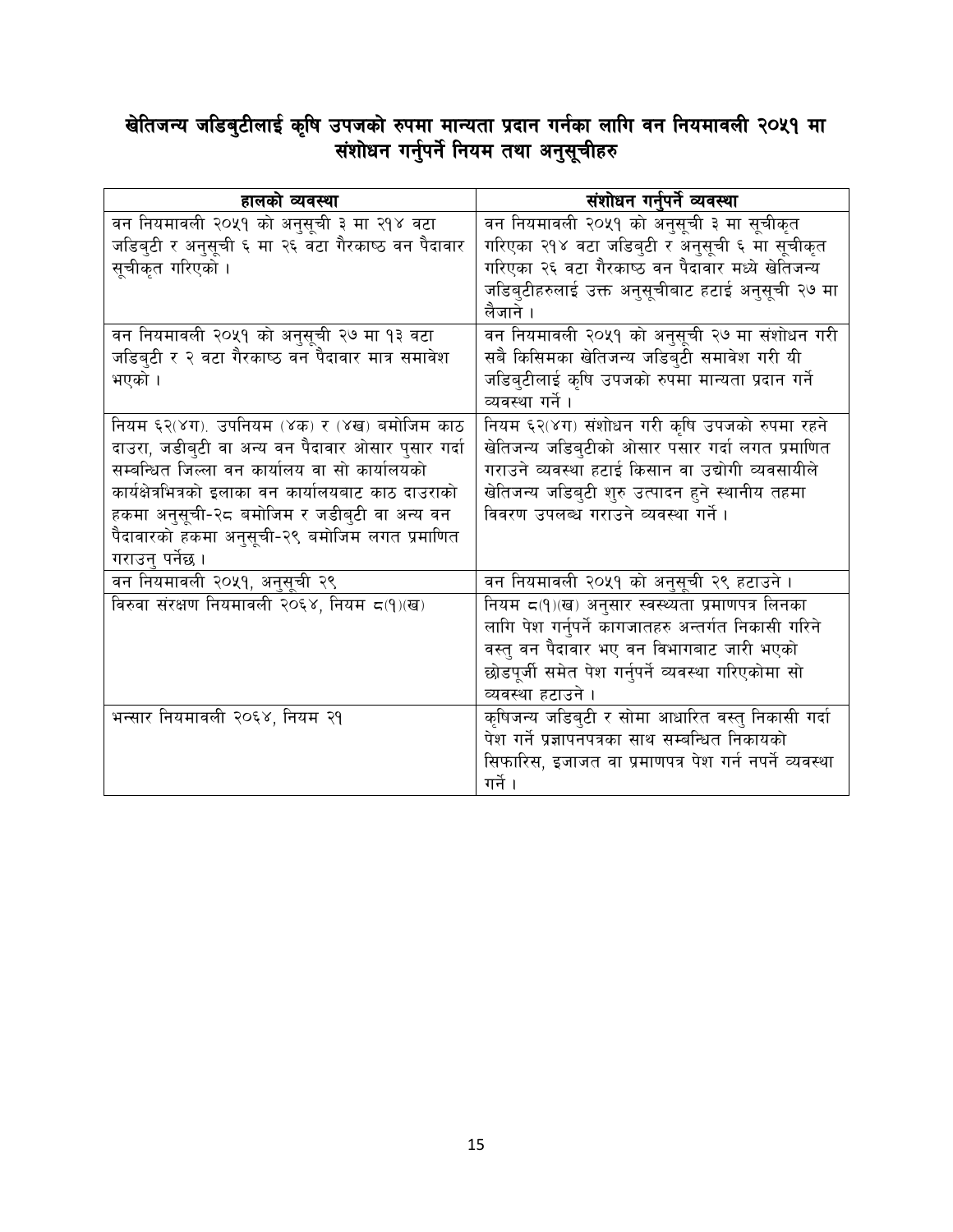## खेतिजन्य जडिबुटीलाई कृषि उपजको रुपमा मान्यता प्रदान गर्नका लागि वन नियमावली २०५१ मा संशोधन गर्नुपर्ने नियम तथा अनुसूचीहरु

| हालको व्यवस्था | संशोधन गर्नुपर्ने व्यवस्था |
|---|---|
| वन नियमावली २०५१ को अनुसूची ३ मा २१४ वटा जडिबुटी र अनुसूची ६ मा २६ वटा गैरकाष्ठ वन पैदावार सूचीकृत गरिएको । | वन नियमावली २०५१ को अनुसूची ३ मा सूचीकृत गरिएका २१४ वटा जडिबुटी र अनुसूची ६ मा सूचीकृत गरिएका २६ वटा गैरकाष्ठ वन पैदावार मध्ये खेतिजन्य जडिबुटीहरुलाई उक्त अनुसूचीबाट हटाई अनुसूची २७ मा लैजाने । |
| वन नियमावली २०५१ को अनुसूची २७ मा १३ वटा जडिबुटी र २ वटा गैरकाष्ठ वन पैदावार मात्र समावेश भएको । | वन नियमावली २०५१ को अनुसूची २७ मा संशोधन गरी सबै किसिमका खेतिजन्य जडिबुटी समावेश गरी यी जडिबुटीलाई कृषि उपजको रुपमा मान्यता प्रदान गर्ने व्यवस्था गर्ने । |
| नियम ६२(४ग). उपनियम (४क) र (४ख) बमोजिम काठ दाउरा, जडीबुटी वा अन्य वन पैदावार ओसार पुसार गर्दा सम्बन्धित जिल्ला वन कार्यालय वा सो कार्यालयको कार्यक्षेत्रभित्रको इलाका वन कार्यालयबाट काठ दाउराको हकमा अनुसूची-२८ बमोजिम र जडीबुटी वा अन्य वन पैदावारको हकमा अनुसूची-२९ बमोजिम लगत प्रमाणित गराउनु पर्नेछ । | नियम ६२(४ग) संशोधन गरी कृषि उपजको रुपमा रहने खेतिजन्य जडिबुटीको ओसार पसार गर्दा लगत प्रमाणित गराउने व्यवस्था हटाई किसान वा उद्योगी व्यवसायीले खेतिजन्य जडिबुटी शुरु उत्पादन हुने स्थानीय तहमा विवरण उपलब्ध गराउने व्यवस्था गर्ने । |
| वन नियमावली २०५१, अनुसूची २९ | वन नियमावली २०५१ को अनुसूची २९ हटाउने । |
| विरुवा संरक्षण नियमावली २०६४, नियम ८(१)(ख) | नियम ८(१)(ख) अनुसार स्वस्थ्यता प्रमाणपत्र लिनका लागि पेश गर्नुपर्ने कागजातहरु अन्तर्गत निकासी गरिने वस्तु वन पैदावार भए वन विभागबाट जारी भएको छोडपूर्जी समेत पेश गर्नुपर्ने व्यवस्था गरिएकोमा सो व्यवस्था हटाउने । |
| भन्सार नियमावली २०६४, नियम २१ | कृषिजन्य जडिबुटी र सोमा आधारित वस्तु निकासी गर्दा पेश गर्ने प्रज्ञापनपत्रका साथ सम्बन्धित निकायको सिफारिस, इजाजत वा प्रमाणपत्र पेश गर्न नपर्ने व्यवस्था गर्ने । |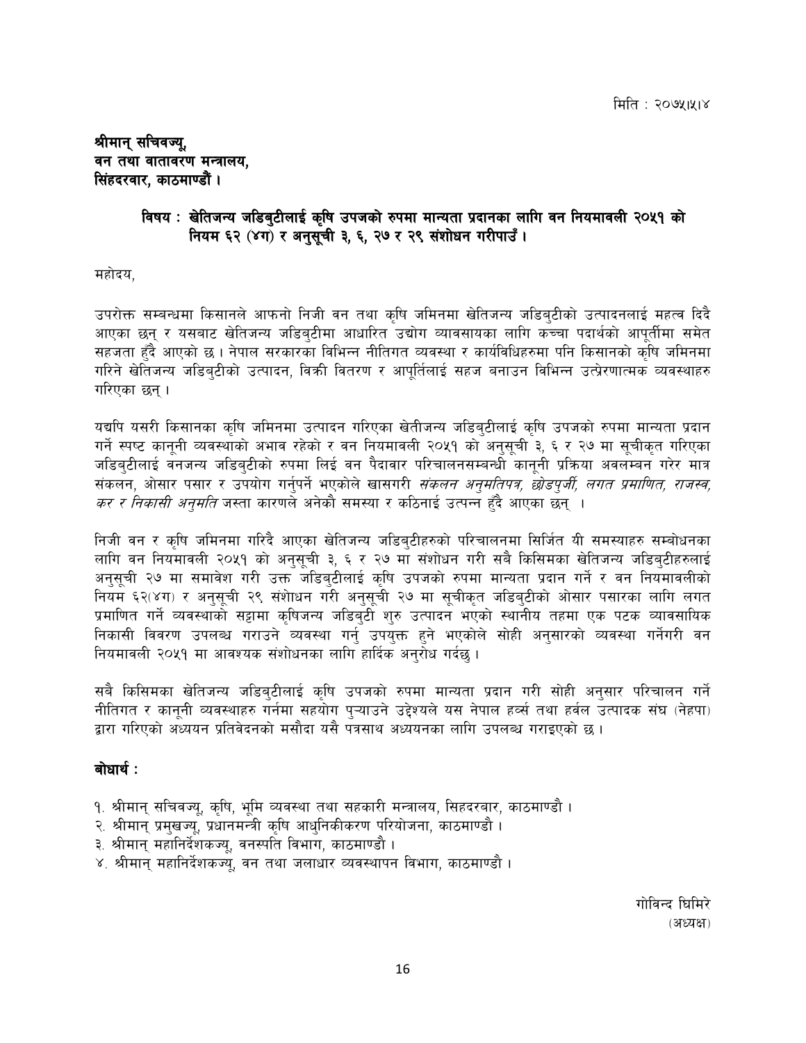मिति : २०७५।५।४

**श्रीमान् सचिवज्यू,**
**वन तथा वातावरण मन्त्रालय,**
**सिंहदरवार, काठमाण्डौं ।**

**विषय : खेतिजन्य जडिबुटीलाई कृषि उपजको रुपमा मान्यता प्रदानका लागि वन नियमावली २०५१ को नियम ६२ (४ग) र अनुसूची ३, ६, २७ र २९ संशोधन गरीपाउँ ।**

महोदय,

उपरोक्त सम्बन्धमा किसानले आफनो निजी वन तथा कृषि जमिनमा खेतिजन्य जडिबुटीको उत्पादनलाई महत्व दिदै आएका छन् र यसबाट खेतिजन्य जडिबुटीमा आधारित उद्योग व्यावसायका लागि कच्चा पदार्थको आपूर्तीमा समेत सहजता हुँदै आएको छ । नेपाल सरकारका विभिन्न नीतिगत व्यवस्था र कार्यविधिहरुमा पनि किसानको कृषि जमिनमा गरिने खेतिजन्य जडिबुटीको उत्पादन, विक्री वितरण र आपूर्तिलाई सहज बनाउन विभिन्न उत्प्रेरणात्मक व्यवस्थाहरु गरिएका छन् ।

यद्यपि यसरी किसानका कृषि जमिनमा उत्पादन गरिएका खेतीजन्य जडिबुटीलाई कृषि उपजको रुपमा मान्यता प्रदान गर्ने स्पष्ट कानूनी व्यवस्थाको अभाव रहेको र वन नियमावली २०५१ को अनुसूची ३, ६ र २७ मा सूचीकृत गरिएका जडिबुटीलाई वनजन्य जडिबुटीको रुपमा लिई वन पैदावार परिचालनसम्बन्धी कानूनी प्रक्रिया अवलम्बन गरेर मात्र संकलन, ओसार पसार र उपयोग गर्नुपर्ने भएकोले खासगरी *संकलन अनुमतिपत्र, छोडपुर्जी, लगत प्रमाणित, राजस्व, कर र निकासी अनुमति* जस्ता कारणले अनेकौं समस्या र कठिनाई उत्पन्न हुँदै आएका छन् ।

निजी वन र कृषि जमिनमा गरिदै आएका खेतिजन्य जडिबुटीहरुको परिचालनमा सिर्जित यी समस्याहरु सम्बोधनका लागि वन नियमावली २०५१ को अनुसूची ३, ६ र २७ मा संशोधन गरी सबै किसिमका खेतिजन्य जडिबुटीहरुलाई अनुसूची २७ मा समावेश गरी उक्त जडिबुटीलाई कृषि उपजको रुपमा मान्यता प्रदान गर्ने र वन नियमावलीको नियम ६२(४ग) र अनुसूची २९ संशोधन गरी अनुसूची २७ मा सूचीकृत जडिबुटीको ओसार पसारका लागि लगत प्रमाणित गर्ने व्यवस्थाको सट्टामा कृषिजन्य जडिबुटी शुरु उत्पादन भएको स्थानीय तहमा एक पटक व्यावसायिक निकासी विवरण उपलब्ध गराउने व्यवस्था गर्नु उपयुक्त हुने भएकोले सोही अनुसारको व्यवस्था गर्नेगरी वन नियमावली २०५१ मा आवश्यक संशोधनका लागि हार्दिक अनुरोध गर्दछु ।

सबै किसिमका खेतिजन्य जडिबुटीलाई कृषि उपजको रुपमा मान्यता प्रदान गरी सोही अनुसार परिचालन गर्ने नीतिगत र कानूनी व्यवस्थाहरु गर्नमा सहयोग पुऱ्याउने उद्देश्यले यस नेपाल हर्ब्स तथा हर्बल उत्पादक संघ (नेहपा) द्वारा गरिएको अध्ययन प्रतिवेदनको मसौदा यसै पत्रसाथ अध्ययनका लागि उपलब्ध गराइएको छ ।

**बोधार्थ :**

१. श्रीमान् सचिवज्यू, कृषि, भूमि व्यवस्था तथा सहकारी मन्त्रालय, सिहदरबार, काठमाण्डौ ।
२. श्रीमान् प्रमुखज्यू, प्रधानमन्त्री कृषि आधुनिकीकरण परियोजना, काठमाण्डौ ।
३. श्रीमान् महानिर्देशकज्यू, वनस्पति विभाग, काठमाण्डौ ।
४. श्रीमान् महानिर्देशकज्यू, वन तथा जलाधार व्यवस्थापन विभाग, काठमाण्डौ ।

गोविन्द घिमिरे
(अध्यक्ष)